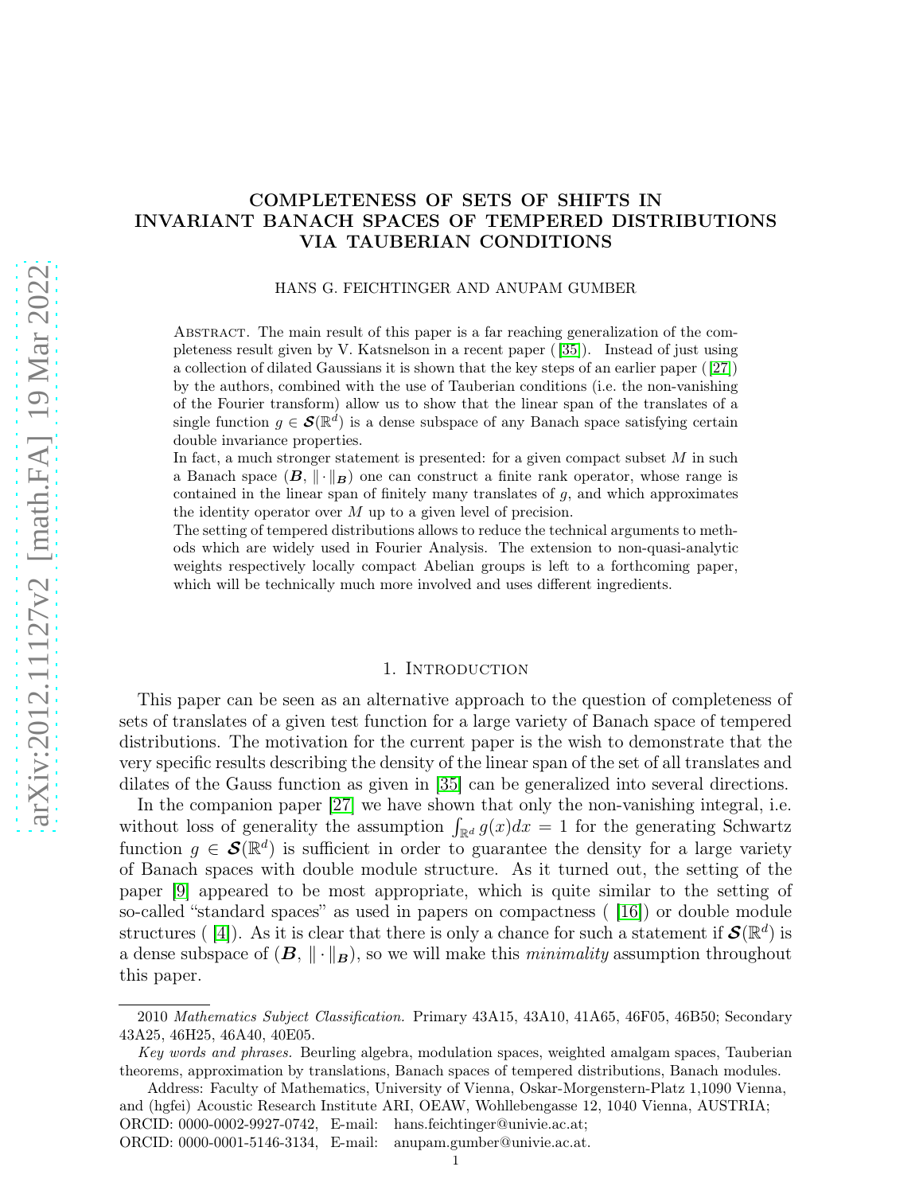# COMPLETENESS OF SETS OF SHIFTS IN INVARIANT BANACH SPACES OF TEMPERED DISTRIBUTIONS VIA TAUBERIAN CONDITIONS

HANS G. FEICHTINGER AND ANUPAM GUMBER

Abstract. The main result of this paper is a far reaching generalization of the completeness result given by V. Katsnelson in a recent paper ( [35]). Instead of just using a collection of dilated Gaussians it is shown that the key steps of an earlier paper ( [27]) by the authors, combined with the use of Tauberian conditions (i.e. the non-vanishing of the Fourier transform) allow us to show that the linear span of the translates of a single function $g \in \boldsymbol{\mathcal{S}}(\mathbb{R}^d)$ is a dense subspace of any Banach space satisfying certain double invariance properties.

In fact, a much stronger statement is presented: for a given compact subset $M$ in such a Banach space $(\boldsymbol{B}, \|\cdot\|_{\boldsymbol{B}})$ one can construct a finite rank operator, whose range is contained in the linear span of finitely many translates of $g$, and which approximates the identity operator over $M$ up to a given level of precision.

The setting of tempered distributions allows to reduce the technical arguments to methods which are widely used in Fourier Analysis. The extension to non-quasi-analytic weights respectively locally compact Abelian groups is left to a forthcoming paper, which will be technically much more involved and uses different ingredients.

## 1. Introduction

This paper can be seen as an alternative approach to the question of completeness of sets of translates of a given test function for a large variety of Banach space of tempered distributions. The motivation for the current paper is the wish to demonstrate that the very specific results describing the density of the linear span of the set of all translates and dilates of the Gauss function as given in [35] can be generalized into several directions.

In the companion paper [27] we have shown that only the non-vanishing integral, i.e. without loss of generality the assumption $\int_{\mathbb{R}^d} g(x)dx = 1$ for the generating Schwartz function $g \in \boldsymbol{\mathcal{S}}(\mathbb{R}^d)$ is sufficient in order to guarantee the density for a large variety of Banach spaces with double module structure. As it turned out, the setting of the paper [9] appeared to be most appropriate, which is quite similar to the setting of so-called "standard spaces" as used in papers on compactness ( [16]) or double module structures ( [4]). As it is clear that there is only a chance for such a statement if $\boldsymbol{\mathcal{S}}(\mathbb{R}^d)$ is a dense subspace of $(\boldsymbol{B}, \|\cdot\|_{\boldsymbol{B}})$, so we will make this *minimality* assumption throughout this paper.

2010 *Mathematics Subject Classification.* Primary 43A15, 43A10, 41A65, 46F05, 46B50; Secondary 43A25, 46H25, 46A40, 40E05.

*Key words and phrases.* Beurling algebra, modulation spaces, weighted amalgam spaces, Tauberian theorems, approximation by translations, Banach spaces of tempered distributions, Banach modules.

Address: Faculty of Mathematics, University of Vienna, Oskar-Morgenstern-Platz 1,1090 Vienna, and (hgfei) Acoustic Research Institute ARI, OEAW, Wohllebengasse 12, 1040 Vienna, AUSTRIA;
ORCID: 0000-0002-9927-0742, E-mail: hans.feichtinger@univie.ac.at;
ORCID: 0000-0001-5146-3134, E-mail: anupam.gumber@univie.ac.at.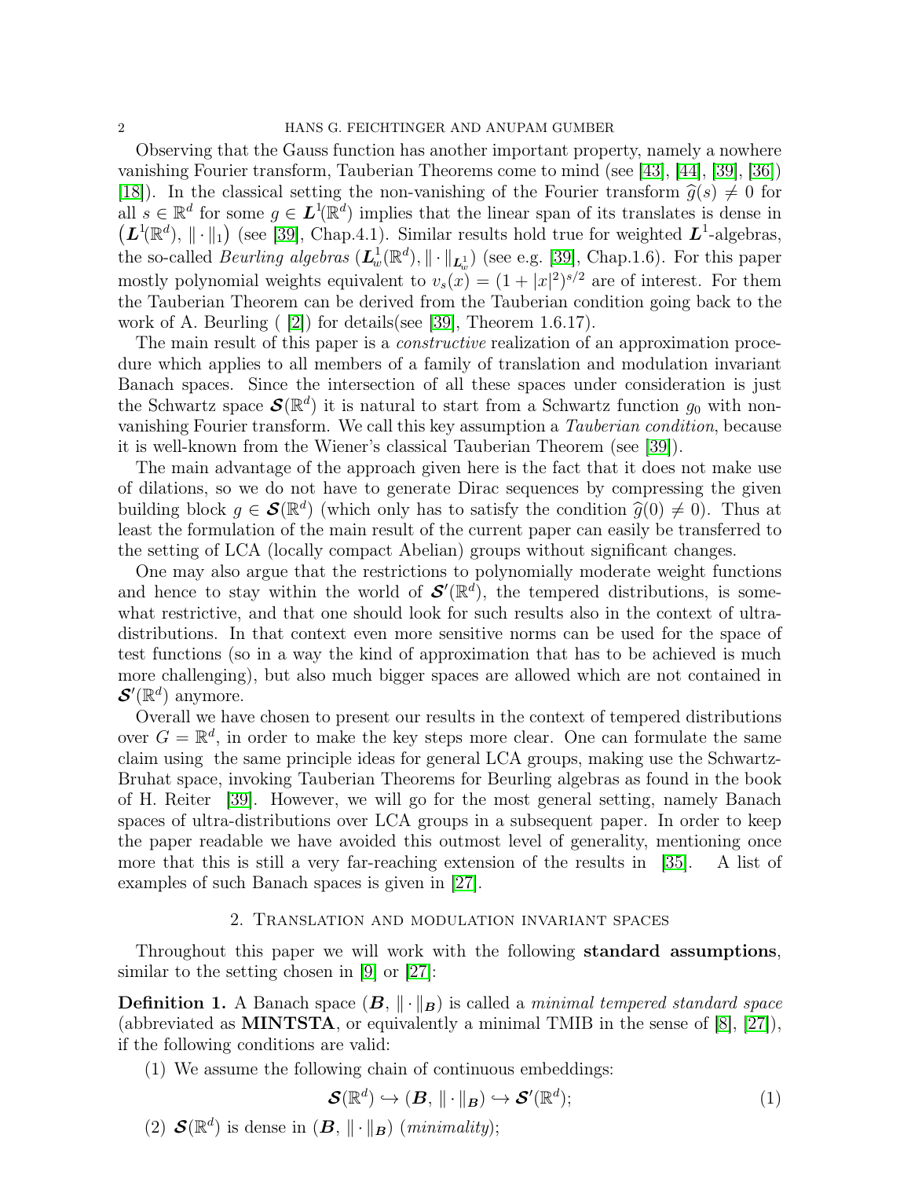Observing that the Gauss function has another important property, namely a nowhere vanishing Fourier transform, Tauberian Theorems come to mind (see [43], [44], [39], [36]) [18]). In the classical setting the non-vanishing of the Fourier transform $\widehat{g}(s) \neq 0$ for all $s \in \mathbb{R}^d$ for some $g \in \boldsymbol{L}^1(\mathbb{R}^d)$ implies that the linear span of its translates is dense in $\left(\boldsymbol{L}^1(\mathbb{R}^d), \|\cdot\|_1\right)$ (see [39], Chap.4.1). Similar results hold true for weighted $\boldsymbol{L}^1$-algebras, the so-called *Beurling algebras* $(\boldsymbol{L}^1_w(\mathbb{R}^d), \|\cdot\|_{\boldsymbol{L}^1_w})$ (see e.g. [39], Chap.1.6). For this paper mostly polynomial weights equivalent to $v_s(x) = (1+|x|^2)^{s/2}$ are of interest. For them the Tauberian Theorem can be derived from the Tauberian condition going back to the work of A. Beurling ( [2]) for details(see [39], Theorem 1.6.17).

The main result of this paper is a *constructive* realization of an approximation procedure which applies to all members of a family of translation and modulation invariant Banach spaces. Since the intersection of all these spaces under consideration is just the Schwartz space $\boldsymbol{\mathcal{S}}(\mathbb{R}^d)$ it is natural to start from a Schwartz function $g_0$ with non-vanishing Fourier transform. We call this key assumption a *Tauberian condition*, because it is well-known from the Wiener's classical Tauberian Theorem (see [39]).

The main advantage of the approach given here is the fact that it does not make use of dilations, so we do not have to generate Dirac sequences by compressing the given building block $g \in \boldsymbol{\mathcal{S}}(\mathbb{R}^d)$ (which only has to satisfy the condition $\widehat{g}(0) \neq 0$). Thus at least the formulation of the main result of the current paper can easily be transferred to the setting of LCA (locally compact Abelian) groups without significant changes.

One may also argue that the restrictions to polynomially moderate weight functions and hence to stay within the world of $\boldsymbol{\mathcal{S}}'(\mathbb{R}^d)$, the tempered distributions, is somewhat restrictive, and that one should look for such results also in the context of ultra-distributions. In that context even more sensitive norms can be used for the space of test functions (so in a way the kind of approximation that has to be achieved is much more challenging), but also much bigger spaces are allowed which are not contained in $\boldsymbol{\mathcal{S}}'(\mathbb{R}^d)$ anymore.

Overall we have chosen to present our results in the context of tempered distributions over $G = \mathbb{R}^d$, in order to make the key steps more clear. One can formulate the same claim using the same principle ideas for general LCA groups, making use the Schwartz-Bruhat space, invoking Tauberian Theorems for Beurling algebras as found in the book of H. Reiter [39]. However, we will go for the most general setting, namely Banach spaces of ultra-distributions over LCA groups in a subsequent paper. In order to keep the paper readable we have avoided this outmost level of generality, mentioning once more that this is still a very far-reaching extension of the results in [35]. A list of examples of such Banach spaces is given in [27].

## 2. Translation and modulation invariant spaces

Throughout this paper we will work with the following **standard assumptions**, similar to the setting chosen in [9] or [27]:

**Definition 1.** A Banach space $(\boldsymbol{B}, \|\cdot\|_{\boldsymbol{B}})$ is called a *minimal tempered standard space* (abbreviated as **MINTSTA**, or equivalently a minimal TMIB in the sense of [8], [27]), if the following conditions are valid:

(1) We assume the following chain of continuous embeddings:

$$\boldsymbol{\mathcal{S}}(\mathbb{R}^d) \hookrightarrow (\boldsymbol{B}, \|\cdot\|_{\boldsymbol{B}}) \hookrightarrow \boldsymbol{\mathcal{S}}'(\mathbb{R}^d); \tag{1}$$

(2) $\boldsymbol{\mathcal{S}}(\mathbb{R}^d)$ is dense in $(\boldsymbol{B}, \|\cdot\|_{\boldsymbol{B}})$ (*minimality*);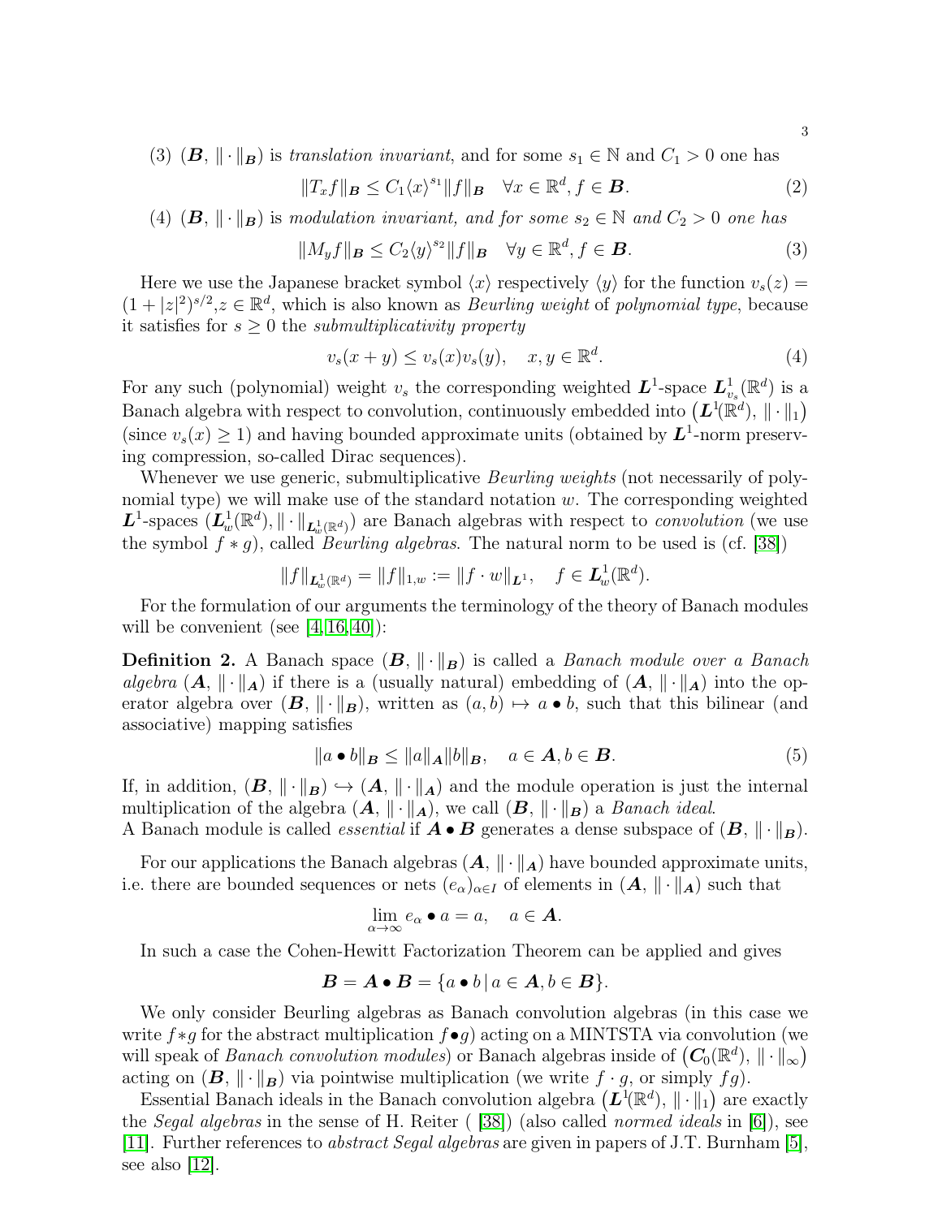(3) $(\boldsymbol{B}, \|\cdot\|_{\boldsymbol{B}})$ is *translation invariant*, and for some $s_1 \in \mathbb{N}$ and $C_1 > 0$ one has

$$\|T_x f\|_{\boldsymbol{B}} \leq C_1 \langle x \rangle^{s_1} \|f\|_{\boldsymbol{B}} \quad \forall x \in \mathbb{R}^d, f \in \boldsymbol{B}. \tag{2}$$

(4) $(\boldsymbol{B}, \|\cdot\|_{\boldsymbol{B}})$ is *modulation invariant, and for some $s_2 \in \mathbb{N}$ and $C_2 > 0$ one has*

$$\|M_y f\|_{\boldsymbol{B}} \leq C_2 \langle y \rangle^{s_2} \|f\|_{\boldsymbol{B}} \quad \forall y \in \mathbb{R}^d, f \in \boldsymbol{B}. \tag{3}$$

Here we use the Japanese bracket symbol $\langle x \rangle$ respectively $\langle y \rangle$ for the function $v_s(z) = (1+|z|^2)^{s/2}, z \in \mathbb{R}^d$, which is also known as *Beurling weight* of *polynomial type*, because it satisfies for $s \geq 0$ the *submultiplicativity property*

$$v_s(x+y) \leq v_s(x) v_s(y), \quad x, y \in \mathbb{R}^d. \tag{4}$$

For any such (polynomial) weight $v_s$ the corresponding weighted $\boldsymbol{L}^1$-space $\boldsymbol{L}^1_{v_s}(\mathbb{R}^d)$ is a Banach algebra with respect to convolution, continuously embedded into $\big(\boldsymbol{L}^1(\mathbb{R}^d), \|\cdot\|_1\big)$ (since $v_s(x) \geq 1$) and having bounded approximate units (obtained by $\boldsymbol{L}^1$-norm preserving compression, so-called Dirac sequences).

Whenever we use generic, submultiplicative *Beurling weights* (not necessarily of polynomial type) we will make use of the standard notation $w$. The corresponding weighted $\boldsymbol{L}^1$-spaces $(\boldsymbol{L}^1_w(\mathbb{R}^d), \|\cdot\|_{\boldsymbol{L}^1_w(\mathbb{R}^d)})$ are Banach algebras with respect to *convolution* (we use the symbol $f * g$), called *Beurling algebras*. The natural norm to be used is (cf. [38])

$$\|f\|_{\boldsymbol{L}^1_w(\mathbb{R}^d)} = \|f\|_{1,w} := \|f \cdot w\|_{\boldsymbol{L}^1}, \quad f \in \boldsymbol{L}^1_w(\mathbb{R}^d).$$

For the formulation of our arguments the terminology of the theory of Banach modules will be convenient (see [4,16,40]):

**Definition 2.** A Banach space $(\boldsymbol{B}, \|\cdot\|_{\boldsymbol{B}})$ is called a *Banach module over a Banach algebra* $(\boldsymbol{A}, \|\cdot\|_{\boldsymbol{A}})$ if there is a (usually natural) embedding of $(\boldsymbol{A}, \|\cdot\|_{\boldsymbol{A}})$ into the operator algebra over $(\boldsymbol{B}, \|\cdot\|_{\boldsymbol{B}})$, written as $(a,b) \mapsto a \bullet b$, such that this bilinear (and associative) mapping satisfies

$$\|a \bullet b\|_{\boldsymbol{B}} \leq \|a\|_{\boldsymbol{A}} \|b\|_{\boldsymbol{B}}, \quad a \in \boldsymbol{A}, b \in \boldsymbol{B}. \tag{5}$$

If, in addition, $(\boldsymbol{B}, \|\cdot\|_{\boldsymbol{B}}) \hookrightarrow (\boldsymbol{A}, \|\cdot\|_{\boldsymbol{A}})$ and the module operation is just the internal multiplication of the algebra $(\boldsymbol{A}, \|\cdot\|_{\boldsymbol{A}})$, we call $(\boldsymbol{B}, \|\cdot\|_{\boldsymbol{B}})$ a *Banach ideal*.
A Banach module is called *essential* if $\boldsymbol{A} \bullet \boldsymbol{B}$ generates a dense subspace of $(\boldsymbol{B}, \|\cdot\|_{\boldsymbol{B}})$.

For our applications the Banach algebras $(\boldsymbol{A}, \|\cdot\|_{\boldsymbol{A}})$ have bounded approximate units, i.e. there are bounded sequences or nets $(e_\alpha)_{\alpha \in I}$ of elements in $(\boldsymbol{A}, \|\cdot\|_{\boldsymbol{A}})$ such that

$$\lim_{\alpha \to \infty} e_\alpha \bullet a = a, \quad a \in \boldsymbol{A}.$$

In such a case the Cohen-Hewitt Factorization Theorem can be applied and gives

$$\boldsymbol{B} = \boldsymbol{A} \bullet \boldsymbol{B} = \{a \bullet b \,|\, a \in \boldsymbol{A}, b \in \boldsymbol{B}\}.$$

We only consider Beurling algebras as Banach convolution algebras (in this case we write $f * g$ for the abstract multiplication $f \bullet g$) acting on a MINTSTA via convolution (we will speak of *Banach convolution modules*) or Banach algebras inside of $\big(\boldsymbol{C}_0(\mathbb{R}^d), \|\cdot\|_\infty\big)$ acting on $(\boldsymbol{B}, \|\cdot\|_{\boldsymbol{B}})$ via pointwise multiplication (we write $f \cdot g$, or simply $fg$).

Essential Banach ideals in the Banach convolution algebra $\big(\boldsymbol{L}^1(\mathbb{R}^d), \|\cdot\|_1\big)$ are exactly the *Segal algebras* in the sense of H. Reiter ( [38]) (also called *normed ideals* in [6]), see [11]. Further references to *abstract Segal algebras* are given in papers of J.T. Burnham [5], see also [12].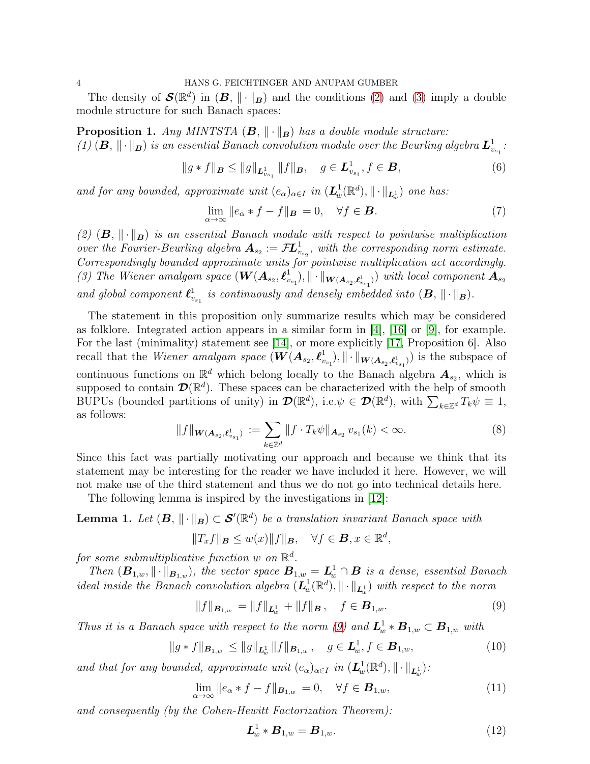The density of $\mathcal{S}(\mathbb{R}^d)$ in $(\boldsymbol{B}, \|\cdot\|_{\boldsymbol{B}})$ and the conditions (2) and (3) imply a double module structure for such Banach spaces:

**Proposition 1.** *Any MINTSTA $(\boldsymbol{B}, \|\cdot\|_{\boldsymbol{B}})$ has a double module structure:*
*(1) $(\boldsymbol{B}, \|\cdot\|_{\boldsymbol{B}})$ is an essential Banach convolution module over the Beurling algebra $\boldsymbol{L}^1_{v_{s_1}}$:*

$$\|g * f\|_{\boldsymbol{B}} \leq \|g\|_{\boldsymbol{L}^1_{v_{s_1}}} \|f\|_{\boldsymbol{B}}, \quad g \in \boldsymbol{L}^1_{v_{s_1}}, f \in \boldsymbol{B}, \tag{6}$$

*and for any bounded, approximate unit $(e_\alpha)_{\alpha \in I}$ in $(\boldsymbol{L}^1_w(\mathbb{R}^d), \|\cdot\|_{\boldsymbol{L}^1_w})$ one has:*

$$\lim_{\alpha \to \infty} \|e_\alpha * f - f\|_{\boldsymbol{B}} = 0, \quad \forall f \in \boldsymbol{B}. \tag{7}$$

*(2) $(\boldsymbol{B}, \|\cdot\|_{\boldsymbol{B}})$ is an essential Banach module with respect to pointwise multiplication over the Fourier-Beurling algebra $\boldsymbol{A}_{s_2} := \mathcal{F}\boldsymbol{L}^1_{v_{s_2}}$, with the corresponding norm estimate. Correspondingly bounded approximate units for pointwise multiplication act accordingly.*
*(3) The Wiener amalgam space $(\boldsymbol{W}(\boldsymbol{A}_{s_2}, \boldsymbol{\ell}^1_{v_{s_1}}), \|\cdot\|_{\boldsymbol{W}(\boldsymbol{A}_{s_2}, \boldsymbol{\ell}^1_{v_{s_1}})})$ with local component $\boldsymbol{A}_{s_2}$ and global component $\boldsymbol{\ell}^1_{v_{s_1}}$ is continuously and densely embedded into $(\boldsymbol{B}, \|\cdot\|_{\boldsymbol{B}})$.*

The statement in this proposition only summarize results which may be considered as folklore. Integrated action appears in a similar form in [4], [16] or [9], for example. For the last (minimality) statement see [14], or more explicitly [17, Proposition 6]. Also recall that the *Wiener amalgam space* $(\boldsymbol{W}(\boldsymbol{A}_{s_2}, \boldsymbol{\ell}^1_{v_{s_1}}), \|\cdot\|_{\boldsymbol{W}(\boldsymbol{A}_{s_2}, \boldsymbol{\ell}^1_{v_{s_1}})})$ is the subspace of continuous functions on $\mathbb{R}^d$ which belong locally to the Banach algebra $\boldsymbol{A}_{s_2}$, which is supposed to contain $\mathcal{D}(\mathbb{R}^d)$. These spaces can be characterized with the help of smooth BUPUs (bounded partitions of unity) in $\mathcal{D}(\mathbb{R}^d)$, i.e. $\psi \in \mathcal{D}(\mathbb{R}^d)$, with $\sum_{k \in \mathbb{Z}^d} T_k \psi \equiv 1$, as follows:

$$\|f\|_{\boldsymbol{W}(\boldsymbol{A}_{s_2}, \boldsymbol{\ell}^1_{v_{s_1}})} := \sum_{k \in \mathbb{Z}^d} \|f \cdot T_k \psi\|_{\boldsymbol{A}_{s_2}} \, v_{s_1}(k) < \infty. \tag{8}$$

Since this fact was partially motivating our approach and because we think that its statement may be interesting for the reader we have included it here. However, we will not make use of the third statement and thus we do not go into technical details here.

The following lemma is inspired by the investigations in [12]:

**Lemma 1.** *Let $(\boldsymbol{B}, \|\cdot\|_{\boldsymbol{B}}) \subset \mathcal{S}'(\mathbb{R}^d)$ be a translation invariant Banach space with*

$$\|T_x f\|_{\boldsymbol{B}} \leq w(x) \|f\|_{\boldsymbol{B}}, \quad \forall f \in \boldsymbol{B}, x \in \mathbb{R}^d,$$

*for some submultiplicative function $w$ on $\mathbb{R}^d$.*

*Then $(\boldsymbol{B}_{1,w}, \|\cdot\|_{\boldsymbol{B}_{1,w}})$, the vector space $\boldsymbol{B}_{1,w} = \boldsymbol{L}^1_w \cap \boldsymbol{B}$ is a dense, essential Banach ideal inside the Banach convolution algebra $(\boldsymbol{L}^1_w(\mathbb{R}^d), \|\cdot\|_{\boldsymbol{L}^1_w})$ with respect to the norm*

$$\|f\|_{\boldsymbol{B}_{1,w}} = \|f\|_{\boldsymbol{L}^1_w} + \|f\|_{\boldsymbol{B}}, \quad f \in \boldsymbol{B}_{1,w}. \tag{9}$$

*Thus it is a Banach space with respect to the norm (9) and $\boldsymbol{L}^1_w * \boldsymbol{B}_{1,w} \subset \boldsymbol{B}_{1,w}$ with*

$$\|g * f\|_{\boldsymbol{B}_{1,w}} \leq \|g\|_{\boldsymbol{L}^1_w} \|f\|_{\boldsymbol{B}_{1,w}}, \quad g \in \boldsymbol{L}^1_w, f \in \boldsymbol{B}_{1,w}, \tag{10}$$

*and that for any bounded, approximate unit $(e_\alpha)_{\alpha \in I}$ in $(\boldsymbol{L}^1_w(\mathbb{R}^d), \|\cdot\|_{\boldsymbol{L}^1_w})$:*

$$\lim_{\alpha \to \infty} \|e_\alpha * f - f\|_{\boldsymbol{B}_{1,w}} = 0, \quad \forall f \in \boldsymbol{B}_{1,w}, \tag{11}$$

*and consequently (by the Cohen-Hewitt Factorization Theorem):*

$$\boldsymbol{L}^1_w * \boldsymbol{B}_{1,w} = \boldsymbol{B}_{1,w}. \tag{12}$$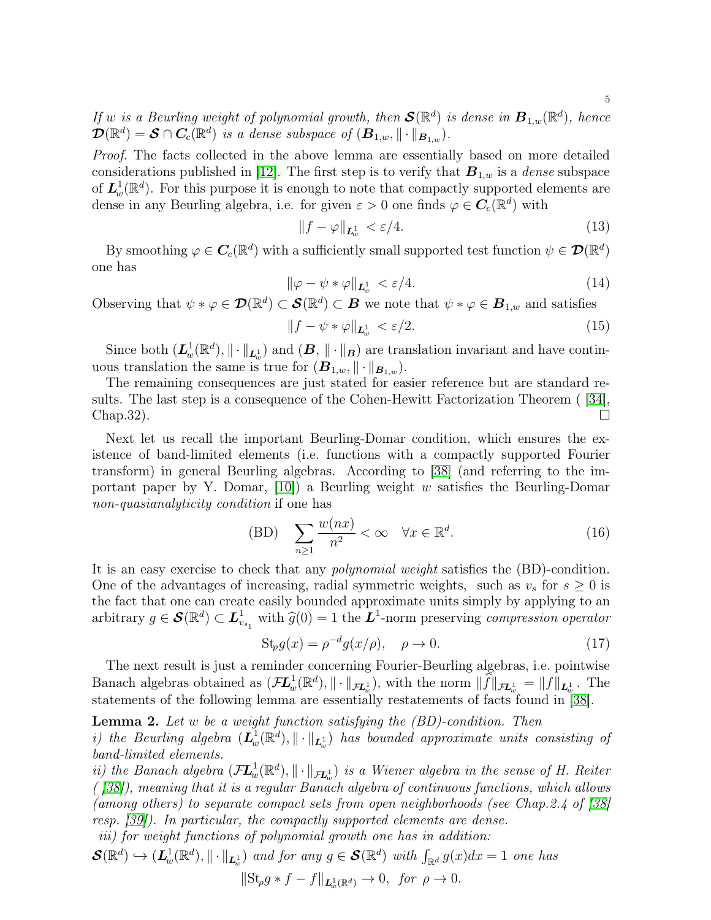*If $w$ is a Beurling weight of polynomial growth, then $\boldsymbol{\mathcal{S}}(\mathbb{R}^d)$ is dense in $\boldsymbol{B}_{1,w}(\mathbb{R}^d)$, hence $\boldsymbol{\mathcal{D}}(\mathbb{R}^d) = \boldsymbol{\mathcal{S}} \cap \boldsymbol{C}_c(\mathbb{R}^d)$ is a dense subspace of $(\boldsymbol{B}_{1,w}, \|\cdot\|_{\boldsymbol{B}_{1,w}})$.*

*Proof.* The facts collected in the above lemma are essentially based on more detailed considerations published in [12]. The first step is to verify that $\boldsymbol{B}_{1,w}$ is a *dense* subspace of $\boldsymbol{L}^1_w(\mathbb{R}^d)$. For this purpose it is enough to note that compactly supported elements are dense in any Beurling algebra, i.e. for given $\varepsilon > 0$ one finds $\varphi \in \boldsymbol{C}_c(\mathbb{R}^d)$ with

$$\|f - \varphi\|_{\boldsymbol{L}^1_w} < \varepsilon/4. \tag{13}$$

By smoothing $\varphi \in \boldsymbol{C}_c(\mathbb{R}^d)$ with a sufficiently small supported test function $\psi \in \boldsymbol{\mathcal{D}}(\mathbb{R}^d)$ one has

$$\|\varphi - \psi * \varphi\|_{\boldsymbol{L}^1_w} < \varepsilon/4. \tag{14}$$

Observing that $\psi * \varphi \in \boldsymbol{\mathcal{D}}(\mathbb{R}^d) \subset \boldsymbol{\mathcal{S}}(\mathbb{R}^d) \subset \boldsymbol{B}$ we note that $\psi * \varphi \in \boldsymbol{B}_{1,w}$ and satisfies

$$\|f - \psi * \varphi\|_{\boldsymbol{L}^1_w} < \varepsilon/2. \tag{15}$$

Since both $(\boldsymbol{L}^1_w(\mathbb{R}^d), \|\cdot\|_{\boldsymbol{L}^1_w})$ and $(\boldsymbol{B}, \|\cdot\|_{\boldsymbol{B}})$ are translation invariant and have continuous translation the same is true for $(\boldsymbol{B}_{1,w}, \|\cdot\|_{\boldsymbol{B}_{1,w}})$.

The remaining consequences are just stated for easier reference but are standard results. The last step is a consequence of the Cohen-Hewitt Factorization Theorem ( [34], Chap.32). $\square$

Next let us recall the important Beurling-Domar condition, which ensures the existence of band-limited elements (i.e. functions with a compactly supported Fourier transform) in general Beurling algebras. According to [38] (and referring to the important paper by Y. Domar, [10]) a Beurling weight $w$ satisfies the Beurling-Domar *non-quasianalyticity condition* if one has

$$\text{(BD)} \quad \sum_{n \geq 1} \frac{w(nx)}{n^2} < \infty \quad \forall x \in \mathbb{R}^d. \tag{16}$$

It is an easy exercise to check that any *polynomial weight* satisfies the (BD)-condition. One of the advantages of increasing, radial symmetric weights, such as $v_s$ for $s \geq 0$ is the fact that one can create easily bounded approximate units simply by applying to an arbitrary $g \in \boldsymbol{\mathcal{S}}(\mathbb{R}^d) \subset \boldsymbol{L}^1_{v_{s_1}}$ with $\widehat{g}(0) = 1$ the $\boldsymbol{L}^1$-norm preserving *compression operator*

$$\mathrm{St}_\rho g(x) = \rho^{-d} g(x/\rho), \quad \rho \to 0. \tag{17}$$

The next result is just a reminder concerning Fourier-Beurling algebras, i.e. pointwise Banach algebras obtained as $(\mathcal{F}\boldsymbol{L}^1_w(\mathbb{R}^d), \|\cdot\|_{\mathcal{F}\boldsymbol{L}^1_w})$, with the norm $\|\widehat{f}\|_{\mathcal{F}\boldsymbol{L}^1_w} = \|f\|_{\boldsymbol{L}^1_w}$. The statements of the following lemma are essentially restatements of facts found in [38].

**Lemma 2.** *Let $w$ be a weight function satisfying the (BD)-condition. Then*
*i) the Beurling algebra $(\boldsymbol{L}^1_w(\mathbb{R}^d), \|\cdot\|_{\boldsymbol{L}^1_w})$ has bounded approximate units consisting of band-limited elements.*
*ii) the Banach algebra $(\mathcal{F}\boldsymbol{L}^1_w(\mathbb{R}^d), \|\cdot\|_{\mathcal{F}\boldsymbol{L}^1_w})$ is a Wiener algebra in the sense of H. Reiter ( [38]), meaning that it is a regular Banach algebra of continuous functions, which allows (among others) to separate compact sets from open neighborhoods (see Chap.2.4 of [38] resp. [39]). In particular, the compactly supported elements are dense.*
*iii) for weight functions of polynomial growth one has in addition:*
*$\boldsymbol{\mathcal{S}}(\mathbb{R}^d) \hookrightarrow (\boldsymbol{L}^1_w(\mathbb{R}^d), \|\cdot\|_{\boldsymbol{L}^1_w})$ and for any $g \in \boldsymbol{\mathcal{S}}(\mathbb{R}^d)$ with $\int_{\mathbb{R}^d} g(x)dx = 1$ one has*

$$\|\mathrm{St}_\rho g * f - f\|_{\boldsymbol{L}^1_w(\mathbb{R}^d)} \to 0, \ \textit{for} \ \rho \to 0.$$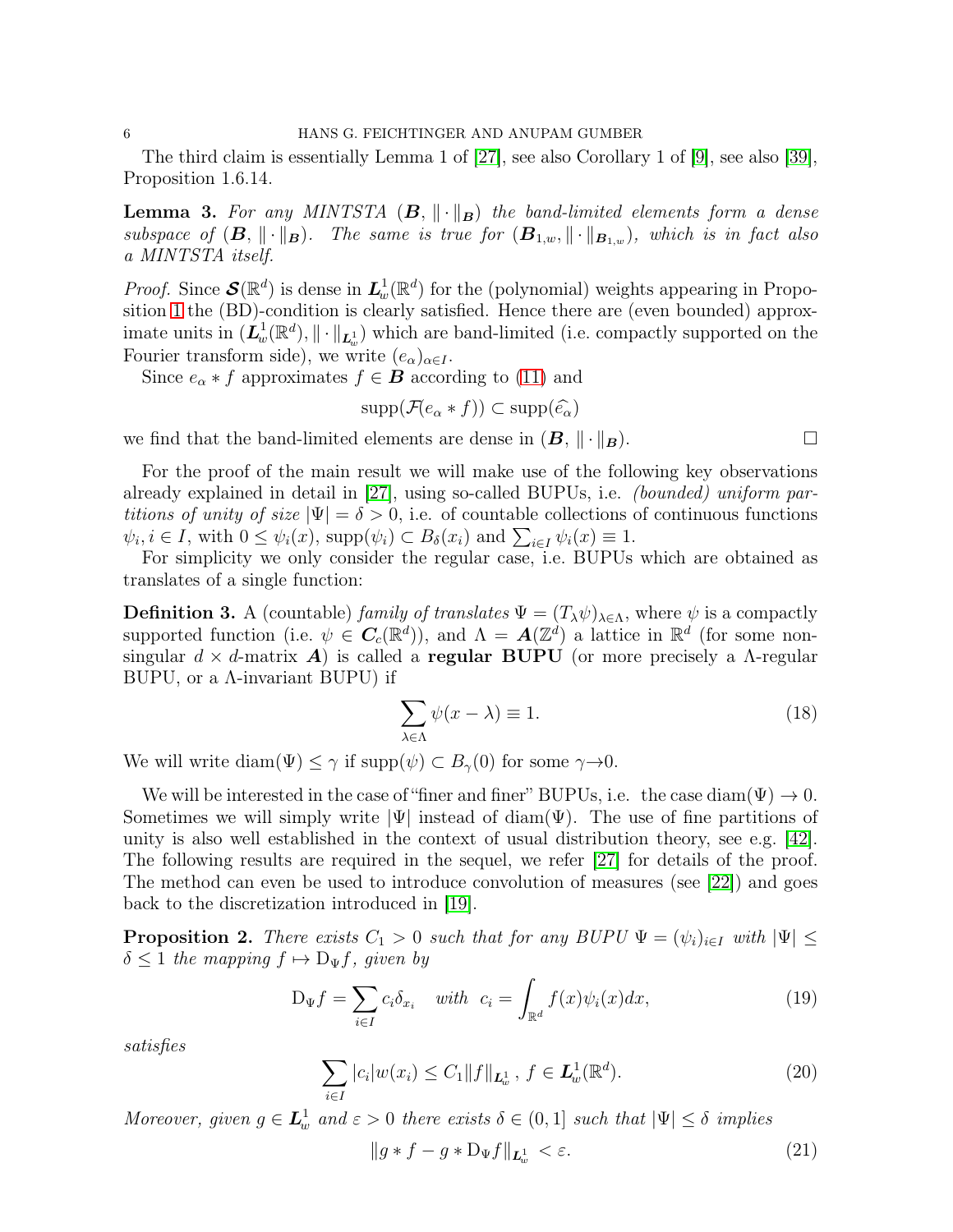The third claim is essentially Lemma 1 of [27], see also Corollary 1 of [9], see also [39], Proposition 1.6.14.

**Lemma 3.** *For any MINTSTA* $(\boldsymbol{B}, \|\cdot\|_{\boldsymbol{B}})$ *the band-limited elements form a dense subspace of* $(\boldsymbol{B}, \|\cdot\|_{\boldsymbol{B}})$*. The same is true for* $(\boldsymbol{B}_{1,w}, \|\cdot\|_{\boldsymbol{B}_{1,w}})$*, which is in fact also a MINTSTA itself.*

*Proof.* Since $\boldsymbol{\mathcal{S}}(\mathbb{R}^d)$ is dense in $\boldsymbol{L}^1_w(\mathbb{R}^d)$ for the (polynomial) weights appearing in Proposition 1 the (BD)-condition is clearly satisfied. Hence there are (even bounded) approximate units in $(\boldsymbol{L}^1_w(\mathbb{R}^d), \|\cdot\|_{\boldsymbol{L}^1_w})$ which are band-limited (i.e. compactly supported on the Fourier transform side), we write $(e_\alpha)_{\alpha \in I}$.

Since $e_\alpha * f$ approximates $f \in \boldsymbol{B}$ according to (11) and

$$\mathrm{supp}(\mathcal{F}(e_\alpha * f)) \subset \mathrm{supp}(\widehat{e_\alpha})$$

we find that the band-limited elements are dense in $(\boldsymbol{B}, \|\cdot\|_{\boldsymbol{B}})$. □

For the proof of the main result we will make use of the following key observations already explained in detail in [27], using so-called BUPUs, i.e. *(bounded) uniform partitions of unity of size* $|\Psi| = \delta > 0$, i.e. of countable collections of continuous functions $\psi_i, i \in I$, with $0 \leq \psi_i(x)$, $\mathrm{supp}(\psi_i) \subset B_\delta(x_i)$ and $\sum_{i \in I} \psi_i(x) \equiv 1$.

For simplicity we only consider the regular case, i.e. BUPUs which are obtained as translates of a single function:

**Definition 3.** A (countable) *family of translates* $\Psi = (T_\lambda \psi)_{\lambda \in \Lambda}$, where $\psi$ is a compactly supported function (i.e. $\psi \in \boldsymbol{C}_c(\mathbb{R}^d)$), and $\Lambda = \boldsymbol{A}(\mathbb{Z}^d)$ a lattice in $\mathbb{R}^d$ (for some non-singular $d \times d$-matrix $\boldsymbol{A}$) is called a **regular BUPU** (or more precisely a $\Lambda$-regular BUPU, or a $\Lambda$-invariant BUPU) if

$$\sum_{\lambda \in \Lambda} \psi(x - \lambda) \equiv 1. \tag{18}$$

We will write $\mathrm{diam}(\Psi) \leq \gamma$ if $\mathrm{supp}(\psi) \subset B_\gamma(0)$ for some $\gamma \to 0$.

We will be interested in the case of "finer and finer" BUPUs, i.e. the case $\mathrm{diam}(\Psi) \to 0$. Sometimes we will simply write $|\Psi|$ instead of $\mathrm{diam}(\Psi)$. The use of fine partitions of unity is also well established in the context of usual distribution theory, see e.g. [42]. The following results are required in the sequel, we refer [27] for details of the proof. The method can even be used to introduce convolution of measures (see [22]) and goes back to the discretization introduced in [19].

**Proposition 2.** *There exists* $C_1 > 0$ *such that for any BUPU* $\Psi = (\psi_i)_{i \in I}$ *with* $|\Psi| \leq \delta \leq 1$ *the mapping* $f \mapsto \mathrm{D}_\Psi f$*, given by*

$$\mathrm{D}_\Psi f = \sum_{i \in I} c_i \delta_{x_i} \quad \textit{with} \ \ c_i = \int_{\mathbb{R}^d} f(x) \psi_i(x) dx, \tag{19}$$

*satisfies*

$$\sum_{i \in I} |c_i| w(x_i) \leq C_1 \|f\|_{\boldsymbol{L}^1_w}, \ f \in \boldsymbol{L}^1_w(\mathbb{R}^d). \tag{20}$$

*Moreover, given* $g \in \boldsymbol{L}^1_w$ *and* $\varepsilon > 0$ *there exists* $\delta \in (0, 1]$ *such that* $|\Psi| \leq \delta$ *implies*

$$\|g * f - g * \mathrm{D}_\Psi f\|_{\boldsymbol{L}^1_w} < \varepsilon. \tag{21}$$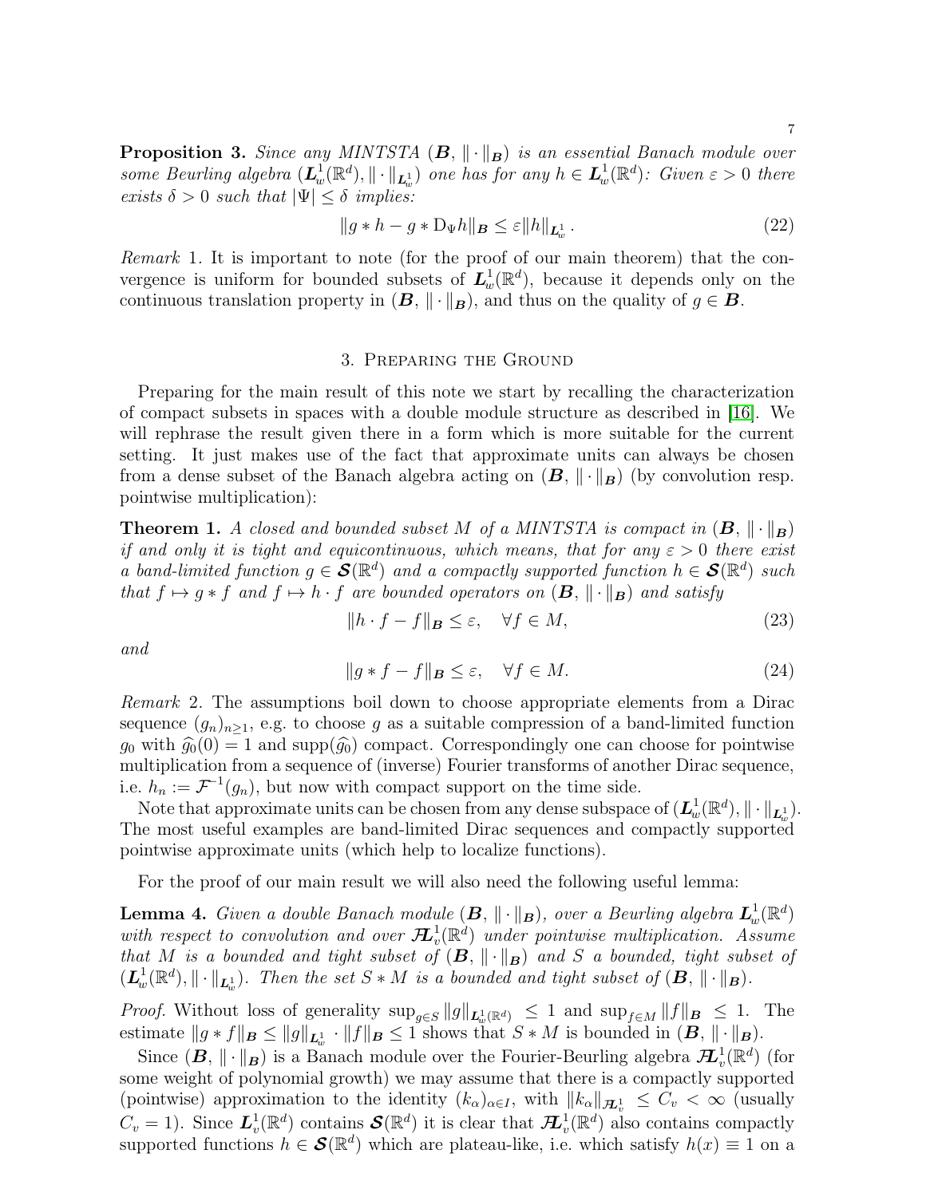**Proposition 3.** *Since any MINTSTA $(\boldsymbol{B}, \|\cdot\|_{\boldsymbol{B}})$ is an essential Banach module over some Beurling algebra $(\boldsymbol{L}^1_w(\mathbb{R}^d), \|\cdot\|_{\boldsymbol{L}^1_w})$ one has for any $h \in \boldsymbol{L}^1_w(\mathbb{R}^d)$: Given $\varepsilon > 0$ there exists $\delta > 0$ such that $|\Psi| \le \delta$ implies:*

$$\|g * h - g * \mathrm{D}_\Psi h\|_{\boldsymbol{B}} \le \varepsilon \|h\|_{\boldsymbol{L}^1_w}. \tag{22}$$

*Remark* 1. It is important to note (for the proof of our main theorem) that the convergence is uniform for bounded subsets of $\boldsymbol{L}^1_w(\mathbb{R}^d)$, because it depends only on the continuous translation property in $(\boldsymbol{B}, \|\cdot\|_{\boldsymbol{B}})$, and thus on the quality of $g \in \boldsymbol{B}$.

## 3. Preparing the Ground

Preparing for the main result of this note we start by recalling the characterization of compact subsets in spaces with a double module structure as described in [16]. We will rephrase the result given there in a form which is more suitable for the current setting. It just makes use of the fact that approximate units can always be chosen from a dense subset of the Banach algebra acting on $(\boldsymbol{B}, \|\cdot\|_{\boldsymbol{B}})$ (by convolution resp. pointwise multiplication):

**Theorem 1.** *A closed and bounded subset $M$ of a MINTSTA is compact in $(\boldsymbol{B}, \|\cdot\|_{\boldsymbol{B}})$ if and only it is tight and equicontinuous, which means, that for any $\varepsilon > 0$ there exist a band-limited function $g \in \boldsymbol{\mathcal{S}}(\mathbb{R}^d)$ and a compactly supported function $h \in \boldsymbol{\mathcal{S}}(\mathbb{R}^d)$ such that $f \mapsto g * f$ and $f \mapsto h \cdot f$ are bounded operators on $(\boldsymbol{B}, \|\cdot\|_{\boldsymbol{B}})$ and satisfy*

$$\|h \cdot f - f\|_{\boldsymbol{B}} \le \varepsilon, \quad \forall f \in M, \tag{23}$$

*and*

$$\|g * f - f\|_{\boldsymbol{B}} \le \varepsilon, \quad \forall f \in M. \tag{24}$$

*Remark* 2. The assumptions boil down to choose appropriate elements from a Dirac sequence $(g_n)_{n\ge 1}$, e.g. to choose $g$ as a suitable compression of a band-limited function $g_0$ with $\widehat{g_0}(0) = 1$ and $\mathrm{supp}(\widehat{g_0})$ compact. Correspondingly one can choose for pointwise multiplication from a sequence of (inverse) Fourier transforms of another Dirac sequence, i.e. $h_n := \mathcal{F}^{-1}(g_n)$, but now with compact support on the time side.

Note that approximate units can be chosen from any dense subspace of $(\boldsymbol{L}^1_w(\mathbb{R}^d), \|\cdot\|_{\boldsymbol{L}^1_w})$. The most useful examples are band-limited Dirac sequences and compactly supported pointwise approximate units (which help to localize functions).

For the proof of our main result we will also need the following useful lemma:

**Lemma 4.** *Given a double Banach module $(\boldsymbol{B}, \|\cdot\|_{\boldsymbol{B}})$, over a Beurling algebra $\boldsymbol{L}^1_w(\mathbb{R}^d)$ with respect to convolution and over $\boldsymbol{\mathcal{F}L}^1_v(\mathbb{R}^d)$ under pointwise multiplication. Assume that $M$ is a bounded and tight subset of $(\boldsymbol{B}, \|\cdot\|_{\boldsymbol{B}})$ and $S$ a bounded, tight subset of $(\boldsymbol{L}^1_w(\mathbb{R}^d), \|\cdot\|_{\boldsymbol{L}^1_w})$. Then the set $S * M$ is a bounded and tight subset of $(\boldsymbol{B}, \|\cdot\|_{\boldsymbol{B}})$.*

*Proof.* Without loss of generality $\sup_{g\in S} \|g\|_{\boldsymbol{L}^1_w(\mathbb{R}^d)} \le 1$ and $\sup_{f\in M} \|f\|_{\boldsymbol{B}} \le 1$. The estimate $\|g * f\|_{\boldsymbol{B}} \le \|g\|_{\boldsymbol{L}^1_w} \cdot \|f\|_{\boldsymbol{B}} \le 1$ shows that $S * M$ is bounded in $(\boldsymbol{B}, \|\cdot\|_{\boldsymbol{B}})$.

Since $(\boldsymbol{B}, \|\cdot\|_{\boldsymbol{B}})$ is a Banach module over the Fourier-Beurling algebra $\boldsymbol{\mathcal{F}L}^1_v(\mathbb{R}^d)$ (for some weight of polynomial growth) we may assume that there is a compactly supported (pointwise) approximation to the identity $(k_\alpha)_{\alpha\in I}$, with $\|k_\alpha\|_{\boldsymbol{\mathcal{F}L}^1_v} \le C_v < \infty$ (usually $C_v = 1$). Since $\boldsymbol{L}^1_v(\mathbb{R}^d)$ contains $\boldsymbol{\mathcal{S}}(\mathbb{R}^d)$ it is clear that $\boldsymbol{\mathcal{F}L}^1_v(\mathbb{R}^d)$ also contains compactly supported functions $h \in \boldsymbol{\mathcal{S}}(\mathbb{R}^d)$ which are plateau-like, i.e. which satisfy $h(x) \equiv 1$ on a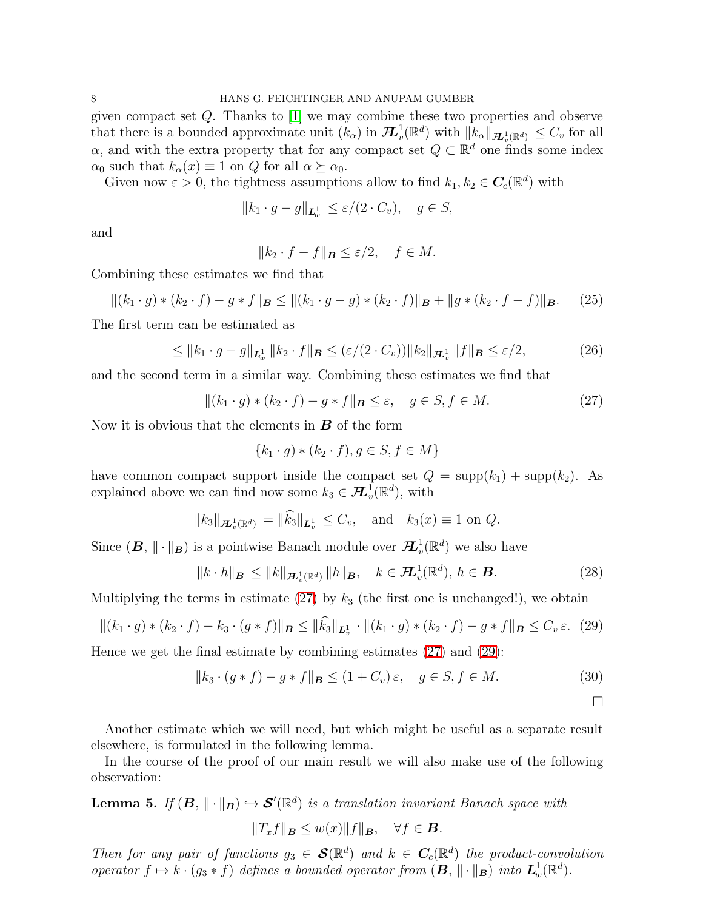given compact set $Q$. Thanks to [1] we may combine these two properties and observe that there is a bounded approximate unit $(k_\alpha)$ in $\boldsymbol{\mathcal{F}L}^1_v(\mathbb{R}^d)$ with $\|k_\alpha\|_{\boldsymbol{\mathcal{F}L}^1_v(\mathbb{R}^d)} \le C_v$ for all $\alpha$, and with the extra property that for any compact set $Q \subset \mathbb{R}^d$ one finds some index $\alpha_0$ such that $k_\alpha(x) \equiv 1$ on $Q$ for all $\alpha \succeq \alpha_0$.

Given now $\varepsilon > 0$, the tightness assumptions allow to find $k_1, k_2 \in \boldsymbol{C}_c(\mathbb{R}^d)$ with

$$\|k_1 \cdot g - g\|_{\boldsymbol{L}^1_w} \le \varepsilon/(2 \cdot C_v), \quad g \in S,$$

and

$$\|k_2 \cdot f - f\|_{\boldsymbol{B}} \le \varepsilon/2, \quad f \in M.$$

Combining these estimates we find that

$$\|(k_1 \cdot g) * (k_2 \cdot f) - g * f\|_{\boldsymbol{B}} \le \|(k_1 \cdot g - g) * (k_2 \cdot f)\|_{\boldsymbol{B}} + \|g * (k_2 \cdot f - f)\|_{\boldsymbol{B}}. \tag{25}$$

The first term can be estimated as

$$\le \|k_1 \cdot g - g\|_{\boldsymbol{L}^1_w} \|k_2 \cdot f\|_{\boldsymbol{B}} \le (\varepsilon/(2 \cdot C_v)) \|k_2\|_{\boldsymbol{\mathcal{F}L}^1_v} \|f\|_{\boldsymbol{B}} \le \varepsilon/2, \tag{26}$$

and the second term in a similar way. Combining these estimates we find that

$$\|(k_1 \cdot g) * (k_2 \cdot f) - g * f\|_{\boldsymbol{B}} \le \varepsilon, \quad g \in S, f \in M. \tag{27}$$

Now it is obvious that the elements in $\boldsymbol{B}$ of the form

$$\{k_1 \cdot g) * (k_2 \cdot f), g \in S, f \in M\}$$

have common compact support inside the compact set $Q = \operatorname{supp}(k_1) + \operatorname{supp}(k_2)$. As explained above we can find now some $k_3 \in \boldsymbol{\mathcal{F}L}^1_v(\mathbb{R}^d)$, with

$$\|k_3\|_{\boldsymbol{\mathcal{F}L}^1_v(\mathbb{R}^d)} = \|\widehat{k_3}\|_{\boldsymbol{L}^1_v} \le C_v, \quad \text{and} \quad k_3(x) \equiv 1 \text{ on } Q.$$

Since $(\boldsymbol{B}, \|\cdot\|_{\boldsymbol{B}})$ is a pointwise Banach module over $\boldsymbol{\mathcal{F}L}^1_v(\mathbb{R}^d)$ we also have

$$\|k \cdot h\|_{\boldsymbol{B}} \le \|k\|_{\boldsymbol{\mathcal{F}L}^1_v(\mathbb{R}^d)} \|h\|_{\boldsymbol{B}}, \quad k \in \boldsymbol{\mathcal{F}L}^1_v(\mathbb{R}^d),\ h \in \boldsymbol{B}. \tag{28}$$

Multiplying the terms in estimate (27) by $k_3$ (the first one is unchanged!), we obtain

$$\|(k_1 \cdot g) * (k_2 \cdot f) - k_3 \cdot (g * f)\|_{\boldsymbol{B}} \le \|\widehat{k_3}\|_{\boldsymbol{L}^1_v} \cdot \|(k_1 \cdot g) * (k_2 \cdot f) - g * f\|_{\boldsymbol{B}} \le C_v\, \varepsilon. \tag{29}$$

Hence we get the final estimate by combining estimates (27) and (29):

$$\|k_3 \cdot (g * f) - g * f\|_{\boldsymbol{B}} \le (1 + C_v)\, \varepsilon, \quad g \in S, f \in M. \tag{30}$$

□

Another estimate which we will need, but which might be useful as a separate result elsewhere, is formulated in the following lemma.

In the course of the proof of our main result we will also make use of the following observation:

**Lemma 5.** *If $(\boldsymbol{B}, \|\cdot\|_{\boldsymbol{B}}) \hookrightarrow \boldsymbol{\mathcal{S}}'(\mathbb{R}^d)$ is a translation invariant Banach space with*

$$\|T_x f\|_{\boldsymbol{B}} \le w(x) \|f\|_{\boldsymbol{B}}, \quad \forall f \in \boldsymbol{B}.$$

*Then for any pair of functions $g_3 \in \boldsymbol{\mathcal{S}}(\mathbb{R}^d)$ and $k \in \boldsymbol{C}_c(\mathbb{R}^d)$ the product-convolution operator $f \mapsto k \cdot (g_3 * f)$ defines a bounded operator from $(\boldsymbol{B}, \|\cdot\|_{\boldsymbol{B}})$ into $\boldsymbol{L}^1_w(\mathbb{R}^d)$.*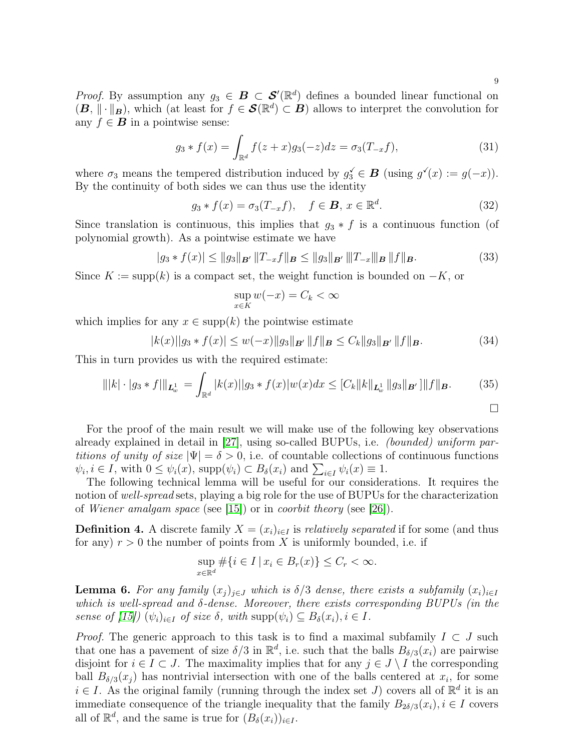*Proof.* By assumption any $g_3 \in \boldsymbol{B} \subset \boldsymbol{\mathcal{S}}'(\mathbb{R}^d)$ defines a bounded linear functional on $(\boldsymbol{B}, \|\cdot\|_{\boldsymbol{B}})$, which (at least for $f \in \boldsymbol{\mathcal{S}}(\mathbb{R}^d) \subset \boldsymbol{B}$) allows to interpret the convolution for any $f \in \boldsymbol{B}$ in a pointwise sense:

$$g_3 * f(x) = \int_{\mathbb{R}^d} f(z+x) g_3(-z) dz = \sigma_3(T_{-x} f), \tag{31}$$

where $\sigma_3$ means the tempered distribution induced by $g_3^{\checkmark} \in \boldsymbol{B}$ (using $g^{\checkmark}(x) := g(-x)$). By the continuity of both sides we can thus use the identity

$$g_3 * f(x) = \sigma_3(T_{-x} f), \quad f \in \boldsymbol{B},\, x \in \mathbb{R}^d. \tag{32}$$

Since translation is continuous, this implies that $g_3 * f$ is a continuous function (of polynomial growth). As a pointwise estimate we have

$$|g_3 * f(x)| \leq \|g_3\|_{\boldsymbol{B}'} \, \|T_{-x} f\|_{\boldsymbol{B}} \leq \|g_3\|_{\boldsymbol{B}'} \, |\!|\!| T_{-x} |\!|\!|_{\boldsymbol{B}} \, \|f\|_{\boldsymbol{B}}. \tag{33}$$

Since $K := \mathrm{supp}(k)$ is a compact set, the weight function is bounded on $-K$, or

$$\sup_{x \in K} w(-x) = C_k < \infty$$

which implies for any $x \in \mathrm{supp}(k)$ the pointwise estimate

$$|k(x)||g_3 * f(x)| \leq w(-x) \|g_3\|_{\boldsymbol{B}'} \, \|f\|_{\boldsymbol{B}} \leq C_k \|g_3\|_{\boldsymbol{B}'} \, \|f\|_{\boldsymbol{B}}. \tag{34}$$

This in turn provides us with the required estimate:

$$\||k| \cdot |g_3 * f|\|_{\boldsymbol{L}^1_w} = \int_{\mathbb{R}^d} |k(x)||g_3 * f(x)| w(x) dx \leq [C_k \|k\|_{\boldsymbol{L}^1_w} \, \|g_3\|_{\boldsymbol{B}'}] \|f\|_{\boldsymbol{B}}. \tag{35}$$

□

For the proof of the main result we will make use of the following key observations already explained in detail in [27], using so-called BUPUs, i.e. *(bounded) uniform partitions of unity of size* $|\Psi| = \delta > 0$, i.e. of countable collections of continuous functions $\psi_i, i \in I$, with $0 \leq \psi_i(x)$, $\mathrm{supp}(\psi_i) \subset B_\delta(x_i)$ and $\sum_{i \in I} \psi_i(x) \equiv 1$.

The following technical lemma will be useful for our considerations. It requires the notion of *well-spread* sets, playing a big role for the use of BUPUs for the characterization of *Wiener amalgam space* (see [15]) or in *coorbit theory* (see [26]).

**Definition 4.** A discrete family $X = (x_i)_{i \in I}$ is *relatively separated* if for some (and thus for any) $r > 0$ the number of points from $X$ is uniformly bounded, i.e. if

$$\sup_{x \in \mathbb{R}^d} \#\{i \in I \,|\, x_i \in B_r(x)\} \leq C_r < \infty.$$

**Lemma 6.** *For any family $(x_j)_{j \in J}$ which is $\delta/3$ dense, there exists a subfamily $(x_i)_{i \in I}$ which is well-spread and $\delta$-dense. Moreover, there exists corresponding BUPUs (in the sense of [15]) $(\psi_i)_{i \in I}$ of size $\delta$, with $\mathrm{supp}(\psi_i) \subseteq B_\delta(x_i), i \in I$.*

*Proof.* The generic approach to this task is to find a maximal subfamily $I \subset J$ such that one has a pavement of size $\delta/3$ in $\mathbb{R}^d$, i.e. such that the balls $B_{\delta/3}(x_i)$ are pairwise disjoint for $i \in I \subset J$. The maximality implies that for any $j \in J \setminus I$ the corresponding ball $B_{\delta/3}(x_j)$ has nontrivial intersection with one of the balls centered at $x_i$, for some $i \in I$. As the original family (running through the index set $J$) covers all of $\mathbb{R}^d$ it is an immediate consequence of the triangle inequality that the family $B_{2\delta/3}(x_i), i \in I$ covers all of $\mathbb{R}^d$, and the same is true for $(B_\delta(x_i))_{i \in I}$.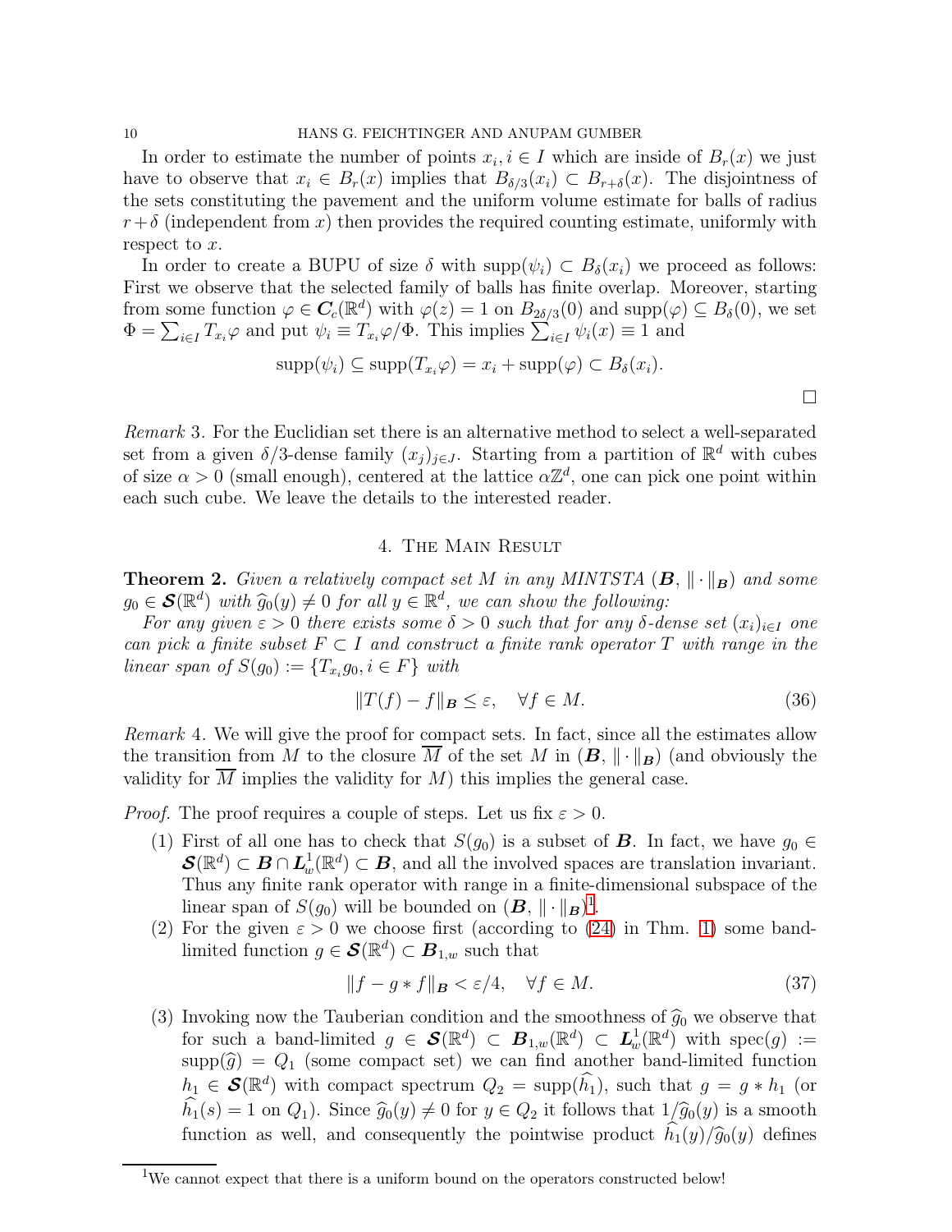In order to estimate the number of points $x_i, i \in I$ which are inside of $B_r(x)$ we just have to observe that $x_i \in B_r(x)$ implies that $B_{\delta/3}(x_i) \subset B_{r+\delta}(x)$. The disjointness of the sets constituting the pavement and the uniform volume estimate for balls of radius $r+\delta$ (independent from $x$) then provides the required counting estimate, uniformly with respect to $x$.

In order to create a BUPU of size $\delta$ with $\mathrm{supp}(\psi_i) \subset B_\delta(x_i)$ we proceed as follows: First we observe that the selected family of balls has finite overlap. Moreover, starting from some function $\varphi \in \boldsymbol{C}_c(\mathbb{R}^d)$ with $\varphi(z) = 1$ on $B_{2\delta/3}(0)$ and $\mathrm{supp}(\varphi) \subseteq B_\delta(0)$, we set $\Phi = \sum_{i\in I} T_{x_i}\varphi$ and put $\psi_i \equiv T_{x_i}\varphi/\Phi$. This implies $\sum_{i\in I} \psi_i(x) \equiv 1$ and

$$\mathrm{supp}(\psi_i) \subseteq \mathrm{supp}(T_{x_i}\varphi) = x_i + \mathrm{supp}(\varphi) \subset B_\delta(x_i).$$

$\square$

*Remark* 3. For the Euclidian set there is an alternative method to select a well-separated set from a given $\delta/3$-dense family $(x_j)_{j\in J}$. Starting from a partition of $\mathbb{R}^d$ with cubes of size $\alpha > 0$ (small enough), centered at the lattice $\alpha\mathbb{Z}^d$, one can pick one point within each such cube. We leave the details to the interested reader.

## 4. The Main Result

**Theorem 2.** *Given a relatively compact set $M$ in any MINTSTA $(\boldsymbol{B}, \|\cdot\|_{\boldsymbol{B}})$ and some $g_0 \in \boldsymbol{\mathcal{S}}(\mathbb{R}^d)$ with $\widehat{g}_0(y) \neq 0$ for all $y \in \mathbb{R}^d$, we can show the following:*

*For any given $\varepsilon > 0$ there exists some $\delta > 0$ such that for any $\delta$-dense set $(x_i)_{i\in I}$ one can pick a finite subset $F \subset I$ and construct a finite rank operator $T$ with range in the linear span of $S(g_0) := \{T_{x_i}g_0, i \in F\}$ with*

$$\|T(f) - f\|_{\boldsymbol{B}} \leq \varepsilon, \quad \forall f \in M. \tag{36}$$

*Remark* 4. We will give the proof for compact sets. In fact, since all the estimates allow the transition from $M$ to the closure $\overline{M}$ of the set $M$ in $(\boldsymbol{B}, \|\cdot\|_{\boldsymbol{B}})$ (and obviously the validity for $\overline{M}$ implies the validity for $M$) this implies the general case.

*Proof.* The proof requires a couple of steps. Let us fix $\varepsilon > 0$.

(1) First of all one has to check that $S(g_0)$ is a subset of $\boldsymbol{B}$. In fact, we have $g_0 \in \boldsymbol{\mathcal{S}}(\mathbb{R}^d) \subset \boldsymbol{B} \cap \boldsymbol{L}^1_w(\mathbb{R}^d) \subset \boldsymbol{B}$, and all the involved spaces are translation invariant. Thus any finite rank operator with range in a finite-dimensional subspace of the linear span of $S(g_0)$ will be bounded on $(\boldsymbol{B}, \|\cdot\|_{\boldsymbol{B}})$[1].

(2) For the given $\varepsilon > 0$ we choose first (according to (24) in Thm. 1) some band-limited function $g \in \boldsymbol{\mathcal{S}}(\mathbb{R}^d) \subset \boldsymbol{B}_{1,w}$ such that

$$\|f - g * f\|_{\boldsymbol{B}} < \varepsilon/4, \quad \forall f \in M. \tag{37}$$

(3) Invoking now the Tauberian condition and the smoothness of $\widehat{g}_0$ we observe that for such a band-limited $g \in \boldsymbol{\mathcal{S}}(\mathbb{R}^d) \subset \boldsymbol{B}_{1,w}(\mathbb{R}^d) \subset \boldsymbol{L}^1_w(\mathbb{R}^d)$ with $\mathrm{spec}(g) := \mathrm{supp}(\widehat{g}) = Q_1$ (some compact set) we can find another band-limited function $h_1 \in \boldsymbol{\mathcal{S}}(\mathbb{R}^d)$ with compact spectrum $Q_2 = \mathrm{supp}(\widehat{h_1})$, such that $g = g * h_1$ (or $\widehat{h_1}(s) = 1$ on $Q_1$). Since $\widehat{g}_0(y) \neq 0$ for $y \in Q_2$ it follows that $1/\widehat{g}_0(y)$ is a smooth function as well, and consequently the pointwise product $\widehat{h_1}(y)/\widehat{g}_0(y)$ defines

[1] We cannot expect that there is a uniform bound on the operators constructed below!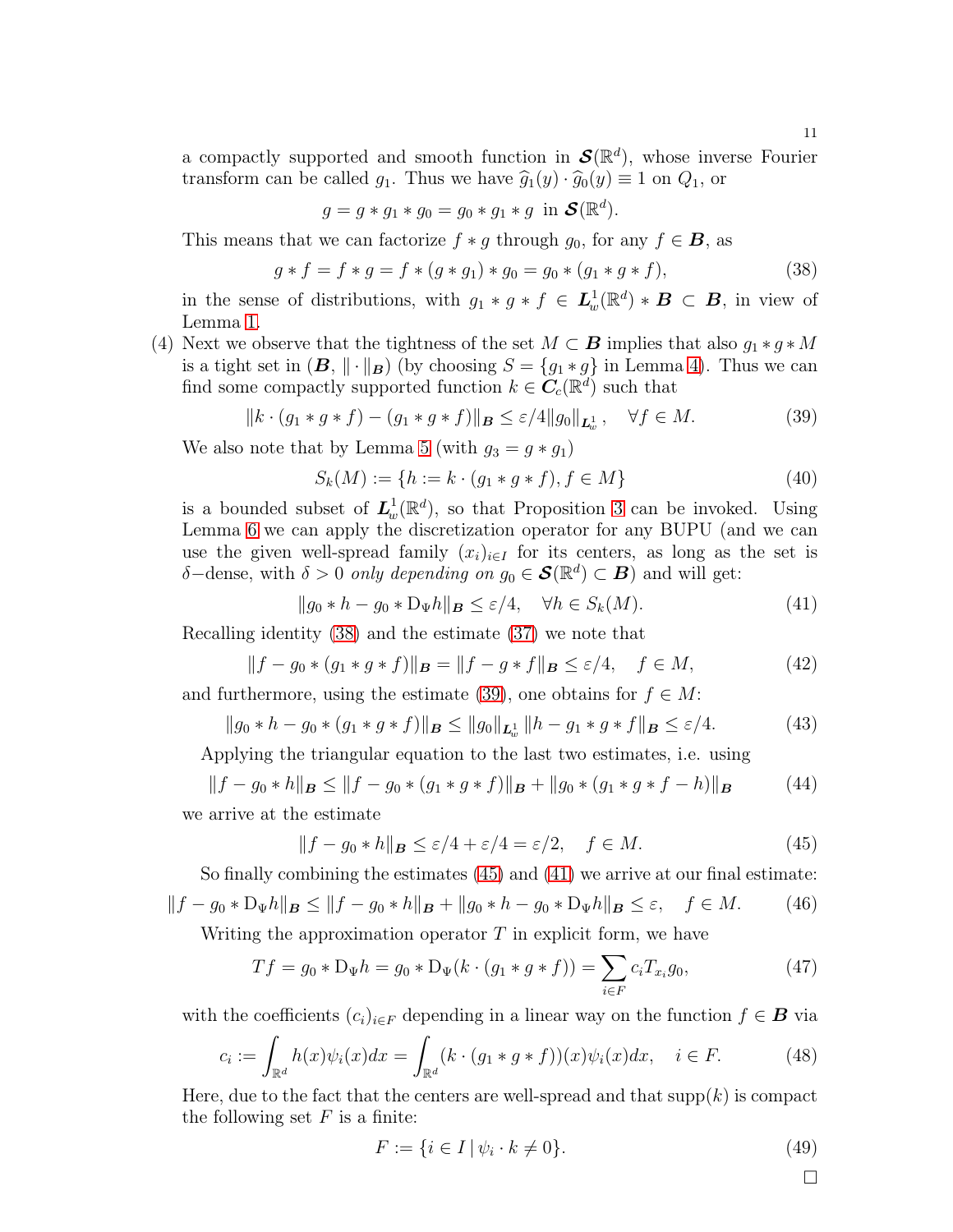a compactly supported and smooth function in $\boldsymbol{\mathcal{S}}(\mathbb{R}^d)$, whose inverse Fourier transform can be called $g_1$. Thus we have $\widehat{g}_1(y) \cdot \widehat{g}_0(y) \equiv 1$ on $Q_1$, or

$$g = g * g_1 * g_0 = g_0 * g_1 * g \ \text{ in } \boldsymbol{\mathcal{S}}(\mathbb{R}^d).$$

This means that we can factorize $f * g$ through $g_0$, for any $f \in \boldsymbol{B}$, as

$$g * f = f * g = f * (g * g_1) * g_0 = g_0 * (g_1 * g * f), \tag{38}$$

in the sense of distributions, with $g_1 * g * f \in \boldsymbol{L}^1_w(\mathbb{R}^d) * \boldsymbol{B} \subset \boldsymbol{B}$, in view of Lemma 1.

(4) Next we observe that the tightness of the set $M \subset \boldsymbol{B}$ implies that also $g_1 * g * M$ is a tight set in $(\boldsymbol{B}, \|\cdot\|_{\boldsymbol{B}})$ (by choosing $S = \{g_1 * g\}$ in Lemma 4). Thus we can find some compactly supported function $k \in \boldsymbol{C}_c(\mathbb{R}^d)$ such that

$$\|k \cdot (g_1 * g * f) - (g_1 * g * f)\|_{\boldsymbol{B}} \leq \varepsilon/4\|g_0\|_{\boldsymbol{L}^1_w}, \quad \forall f \in M. \tag{39}$$

We also note that by Lemma 5 (with $g_3 = g * g_1$)

$$S_k(M) := \{h := k \cdot (g_1 * g * f), f \in M\} \tag{40}$$

is a bounded subset of $\boldsymbol{L}^1_w(\mathbb{R}^d)$, so that Proposition 3 can be invoked. Using Lemma 6 we can apply the discretization operator for any BUPU (and we can use the given well-spread family $(x_i)_{i\in I}$ for its centers, as long as the set is $\delta-$dense, with $\delta > 0$ *only depending on* $g_0 \in \boldsymbol{\mathcal{S}}(\mathbb{R}^d) \subset \boldsymbol{B}$) and will get:

$$\|g_0 * h - g_0 * \mathrm{D}_\Psi h\|_{\boldsymbol{B}} \leq \varepsilon/4, \quad \forall h \in S_k(M). \tag{41}$$

Recalling identity (38) and the estimate (37) we note that

$$\|f - g_0 * (g_1 * g * f)\|_{\boldsymbol{B}} = \|f - g * f\|_{\boldsymbol{B}} \leq \varepsilon/4, \quad f \in M, \tag{42}$$

and furthermore, using the estimate (39), one obtains for $f \in M$:

$$\|g_0 * h - g_0 * (g_1 * g * f)\|_{\boldsymbol{B}} \leq \|g_0\|_{\boldsymbol{L}^1_w} \|h - g_1 * g * f\|_{\boldsymbol{B}} \leq \varepsilon/4. \tag{43}$$

Applying the triangular equation to the last two estimates, i.e. using

$$\|f - g_0 * h\|_{\boldsymbol{B}} \leq \|f - g_0 * (g_1 * g * f)\|_{\boldsymbol{B}} + \|g_0 * (g_1 * g * f - h)\|_{\boldsymbol{B}} \tag{44}$$

we arrive at the estimate

$$\|f - g_0 * h\|_{\boldsymbol{B}} \leq \varepsilon/4 + \varepsilon/4 = \varepsilon/2, \quad f \in M. \tag{45}$$

So finally combining the estimates (45) and (41) we arrive at our final estimate:

$$\|f - g_0 * \mathrm{D}_\Psi h\|_{\boldsymbol{B}} \leq \|f - g_0 * h\|_{\boldsymbol{B}} + \|g_0 * h - g_0 * \mathrm{D}_\Psi h\|_{\boldsymbol{B}} \leq \varepsilon, \quad f \in M. \tag{46}$$

Writing the approximation operator $T$ in explicit form, we have

$$Tf = g_0 * \mathrm{D}_\Psi h = g_0 * \mathrm{D}_\Psi(k \cdot (g_1 * g * f)) = \sum_{i\in F} c_i T_{x_i} g_0, \tag{47}$$

with the coefficients $(c_i)_{i\in F}$ depending in a linear way on the function $f \in \boldsymbol{B}$ via

$$c_i := \int_{\mathbb{R}^d} h(x)\psi_i(x)dx = \int_{\mathbb{R}^d} (k \cdot (g_1 * g * f))(x)\psi_i(x)dx, \quad i \in F. \tag{48}$$

Here, due to the fact that the centers are well-spread and that $\mathrm{supp}(k)$ is compact the following set $F$ is a finite:

$$F := \{i \in I \,|\, \psi_i \cdot k \neq 0\}. \tag{49}$$

□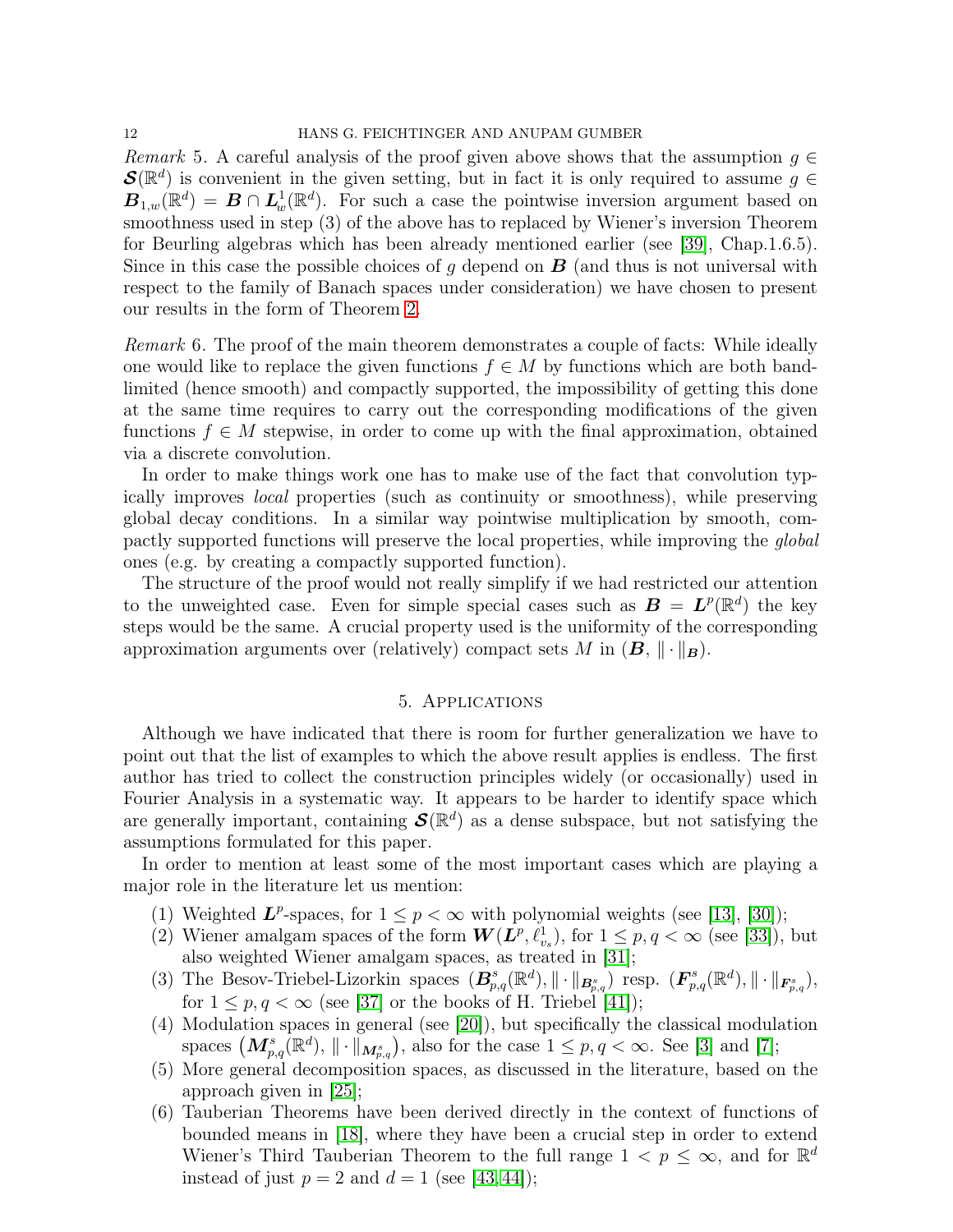*Remark* 5. A careful analysis of the proof given above shows that the assumption $g \in \boldsymbol{S}(\mathbb{R}^d)$ is convenient in the given setting, but in fact it is only required to assume $g \in \boldsymbol{B}_{1,w}(\mathbb{R}^d) = \boldsymbol{B} \cap \boldsymbol{L}^1_w(\mathbb{R}^d)$. For such a case the pointwise inversion argument based on smoothness used in step (3) of the above has to replaced by Wiener's inversion Theorem for Beurling algebras which has been already mentioned earlier (see [39], Chap.1.6.5). Since in this case the possible choices of $g$ depend on $\boldsymbol{B}$ (and thus is not universal with respect to the family of Banach spaces under consideration) we have chosen to present our results in the form of Theorem 2.

*Remark* 6. The proof of the main theorem demonstrates a couple of facts: While ideally one would like to replace the given functions $f \in M$ by functions which are both band-limited (hence smooth) and compactly supported, the impossibility of getting this done at the same time requires to carry out the corresponding modifications of the given functions $f \in M$ stepwise, in order to come up with the final approximation, obtained via a discrete convolution.

In order to make things work one has to make use of the fact that convolution typically improves *local* properties (such as continuity or smoothness), while preserving global decay conditions. In a similar way pointwise multiplication by smooth, compactly supported functions will preserve the local properties, while improving the *global* ones (e.g. by creating a compactly supported function).

The structure of the proof would not really simplify if we had restricted our attention to the unweighted case. Even for simple special cases such as $\boldsymbol{B} = \boldsymbol{L}^p(\mathbb{R}^d)$ the key steps would be the same. A crucial property used is the uniformity of the corresponding approximation arguments over (relatively) compact sets $M$ in $(\boldsymbol{B}, \|\cdot\|_{\boldsymbol{B}})$.

## 5. Applications

Although we have indicated that there is room for further generalization we have to point out that the list of examples to which the above result applies is endless. The first author has tried to collect the construction principles widely (or occasionally) used in Fourier Analysis in a systematic way. It appears to be harder to identify space which are generally important, containing $\boldsymbol{S}(\mathbb{R}^d)$ as a dense subspace, but not satisfying the assumptions formulated for this paper.

In order to mention at least some of the most important cases which are playing a major role in the literature let us mention:

1. Weighted $\boldsymbol{L}^p$-spaces, for $1 \leq p < \infty$ with polynomial weights (see [13], [30]);
2. Wiener amalgam spaces of the form $\boldsymbol{W}(\boldsymbol{L}^p, \ell^1_{v_s})$, for $1 \leq p, q < \infty$ (see [33]), but also weighted Wiener amalgam spaces, as treated in [31];
3. The Besov-Triebel-Lizorkin spaces $(\boldsymbol{B}^s_{p,q}(\mathbb{R}^d), \|\cdot\|_{\boldsymbol{B}^s_{p,q}})$ resp. $(\boldsymbol{F}^s_{p,q}(\mathbb{R}^d), \|\cdot\|_{\boldsymbol{F}^s_{p,q}})$, for $1 \leq p, q < \infty$ (see [37] or the books of H. Triebel [41]);
4. Modulation spaces in general (see [20]), but specifically the classical modulation spaces $\left(\boldsymbol{M}^s_{p,q}(\mathbb{R}^d), \|\cdot\|_{\boldsymbol{M}^s_{p,q}}\right)$, also for the case $1 \leq p, q < \infty$. See [3] and [7];
5. More general decomposition spaces, as discussed in the literature, based on the approach given in [25];
6. Tauberian Theorems have been derived directly in the context of functions of bounded means in [18], where they have been a crucial step in order to extend Wiener's Third Tauberian Theorem to the full range $1 < p \leq \infty$, and for $\mathbb{R}^d$ instead of just $p = 2$ and $d = 1$ (see [43, 44]);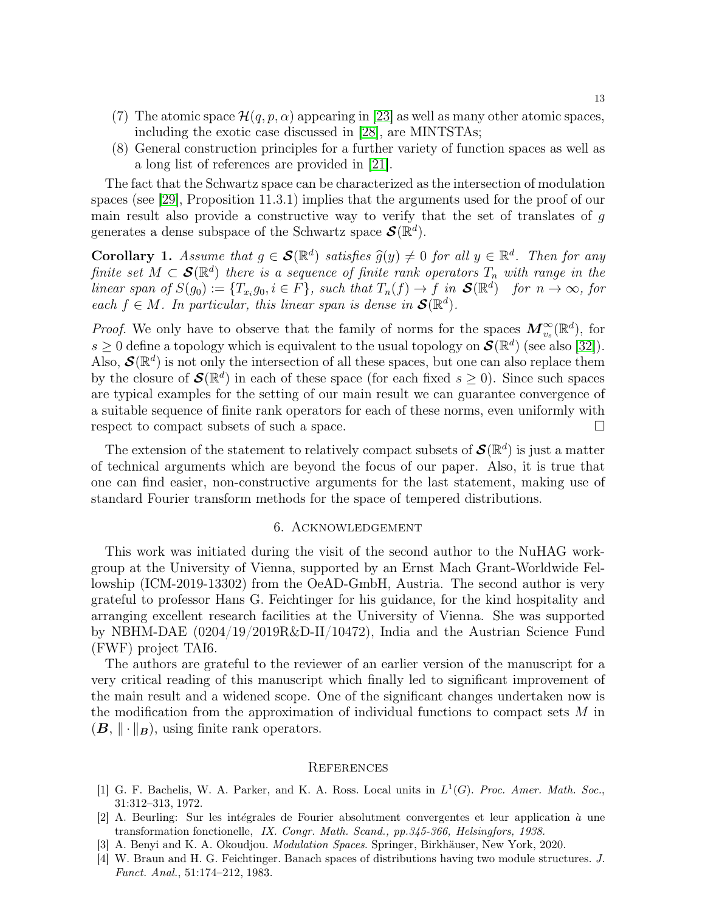(7) The atomic space $\mathcal{H}(q, p, \alpha)$ appearing in [23] as well as many other atomic spaces, including the exotic case discussed in [28], are MINTSTAs;

(8) General construction principles for a further variety of function spaces as well as a long list of references are provided in [21].

The fact that the Schwartz space can be characterized as the intersection of modulation spaces (see [29], Proposition 11.3.1) implies that the arguments used for the proof of our main result also provide a constructive way to verify that the set of translates of $g$ generates a dense subspace of the Schwartz space $\boldsymbol{\mathcal{S}}(\mathbb{R}^d)$.

**Corollary 1.** *Assume that $g \in \boldsymbol{\mathcal{S}}(\mathbb{R}^d)$ satisfies $\widehat{g}(y) \neq 0$ for all $y \in \mathbb{R}^d$. Then for any finite set $M \subset \boldsymbol{\mathcal{S}}(\mathbb{R}^d)$ there is a sequence of finite rank operators $T_n$ with range in the linear span of $S(g_0) := \{T_{x_i} g_0, i \in F\}$, such that $T_n(f) \to f$ in $\boldsymbol{\mathcal{S}}(\mathbb{R}^d)$ for $n \to \infty$, for each $f \in M$. In particular, this linear span is dense in $\boldsymbol{\mathcal{S}}(\mathbb{R}^d)$.*

*Proof.* We only have to observe that the family of norms for the spaces $\boldsymbol{M}^{\infty}_{v_s}(\mathbb{R}^d)$, for $s \geq 0$ define a topology which is equivalent to the usual topology on $\boldsymbol{\mathcal{S}}(\mathbb{R}^d)$ (see also [32]). Also, $\boldsymbol{\mathcal{S}}(\mathbb{R}^d)$ is not only the intersection of all these spaces, but one can also replace them by the closure of $\boldsymbol{\mathcal{S}}(\mathbb{R}^d)$ in each of these space (for each fixed $s \geq 0$). Since such spaces are typical examples for the setting of our main result we can guarantee convergence of a suitable sequence of finite rank operators for each of these norms, even uniformly with respect to compact subsets of such a space. $\square$

The extension of the statement to relatively compact subsets of $\boldsymbol{\mathcal{S}}(\mathbb{R}^d)$ is just a matter of technical arguments which are beyond the focus of our paper. Also, it is true that one can find easier, non-constructive arguments for the last statement, making use of standard Fourier transform methods for the space of tempered distributions.

## 6. Acknowledgement

This work was initiated during the visit of the second author to the NuHAG workgroup at the University of Vienna, supported by an Ernst Mach Grant-Worldwide Fellowship (ICM-2019-13302) from the OeAD-GmbH, Austria. The second author is very grateful to professor Hans G. Feichtinger for his guidance, for the kind hospitality and arranging excellent research facilities at the University of Vienna. She was supported by NBHM-DAE (0204/19/2019R&D-II/10472), India and the Austrian Science Fund (FWF) project TAI6.

The authors are grateful to the reviewer of an earlier version of the manuscript for a very critical reading of this manuscript which finally led to significant improvement of the main result and a widened scope. One of the significant changes undertaken now is the modification from the approximation of individual functions to compact sets $M$ in $(\boldsymbol{B}, \|\cdot\|_{\boldsymbol{B}})$, using finite rank operators.

## References

[1] G. F. Bachelis, W. A. Parker, and K. A. Ross. Local units in $L^1(G)$. *Proc. Amer. Math. Soc.*, 31:312–313, 1972.

[2] A. Beurling: Sur les intégrales de Fourier absolutment convergentes et leur application à une transformation fonctionelle, *IX. Congr. Math. Scand., pp.345-366, Helsingfors, 1938.*

[3] A. Benyi and K. A. Okoudjou. *Modulation Spaces*. Springer, Birkhäuser, New York, 2020.

[4] W. Braun and H. G. Feichtinger. Banach spaces of distributions having two module structures. *J. Funct. Anal.*, 51:174–212, 1983.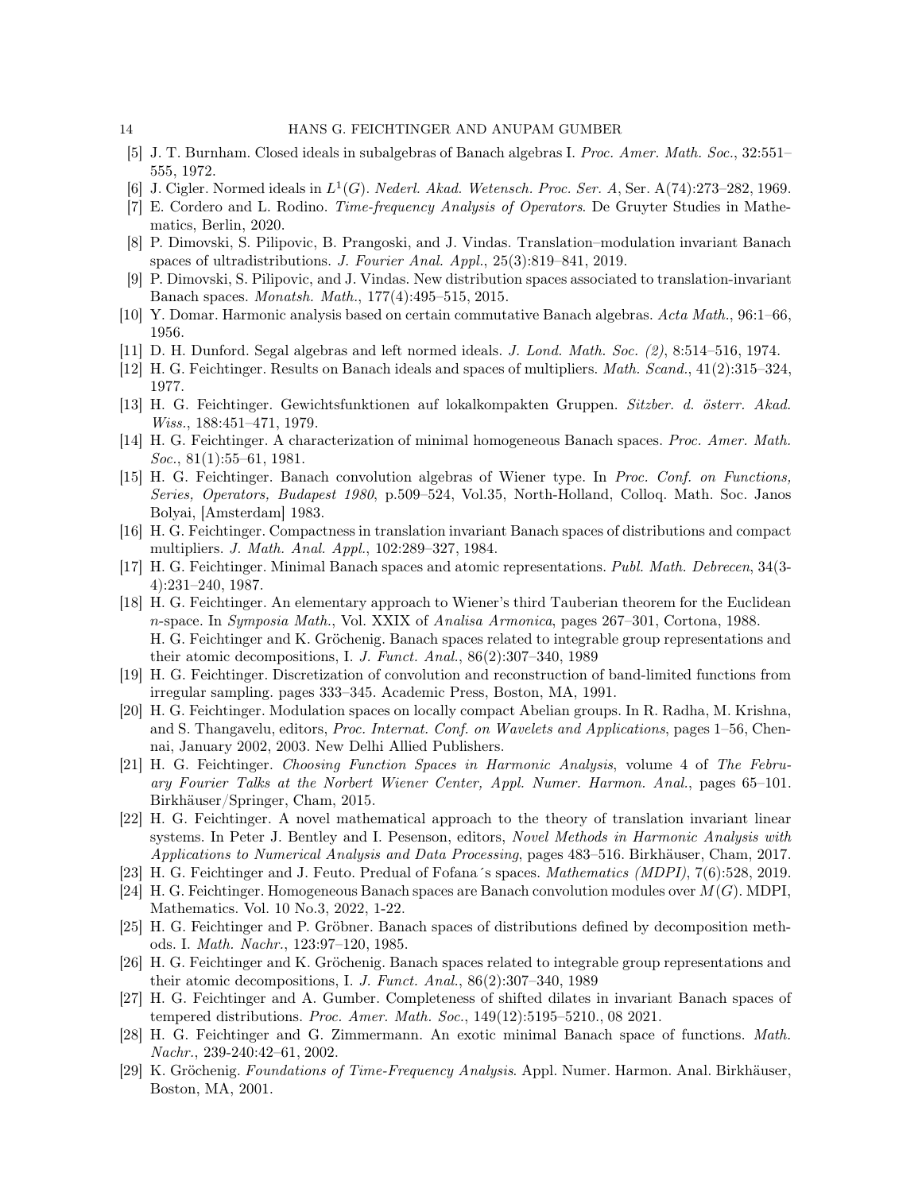[5] J. T. Burnham. Closed ideals in subalgebras of Banach algebras I. *Proc. Amer. Math. Soc.*, 32:551–555, 1972.

[6] J. Cigler. Normed ideals in $L^1(G)$. *Nederl. Akad. Wetensch. Proc. Ser. A*, Ser. A(74):273–282, 1969.

[7] E. Cordero and L. Rodino. *Time-frequency Analysis of Operators*. De Gruyter Studies in Mathematics, Berlin, 2020.

[8] P. Dimovski, S. Pilipovic, B. Prangoski, and J. Vindas. Translation–modulation invariant Banach spaces of ultradistributions. *J. Fourier Anal. Appl.*, 25(3):819–841, 2019.

[9] P. Dimovski, S. Pilipovic, and J. Vindas. New distribution spaces associated to translation-invariant Banach spaces. *Monatsh. Math.*, 177(4):495–515, 2015.

[10] Y. Domar. Harmonic analysis based on certain commutative Banach algebras. *Acta Math.*, 96:1–66, 1956.

[11] D. H. Dunford. Segal algebras and left normed ideals. *J. Lond. Math. Soc. (2)*, 8:514–516, 1974.

[12] H. G. Feichtinger. Results on Banach ideals and spaces of multipliers. *Math. Scand.*, 41(2):315–324, 1977.

[13] H. G. Feichtinger. Gewichtsfunktionen auf lokalkompakten Gruppen. *Sitzber. d. österr. Akad. Wiss.*, 188:451–471, 1979.

[14] H. G. Feichtinger. A characterization of minimal homogeneous Banach spaces. *Proc. Amer. Math. Soc.*, 81(1):55–61, 1981.

[15] H. G. Feichtinger. Banach convolution algebras of Wiener type. In *Proc. Conf. on Functions, Series, Operators, Budapest 1980*, p.509–524, Vol.35, North-Holland, Colloq. Math. Soc. Janos Bolyai, [Amsterdam] 1983.

[16] H. G. Feichtinger. Compactness in translation invariant Banach spaces of distributions and compact multipliers. *J. Math. Anal. Appl.*, 102:289–327, 1984.

[17] H. G. Feichtinger. Minimal Banach spaces and atomic representations. *Publ. Math. Debrecen*, 34(3-4):231–240, 1987.

[18] H. G. Feichtinger. An elementary approach to Wiener's third Tauberian theorem for the Euclidean $n$-space. In *Symposia Math.*, Vol. XXIX of *Analisa Armonica*, pages 267–301, Cortona, 1988.
H. G. Feichtinger and K. Gröchenig. Banach spaces related to integrable group representations and their atomic decompositions, I. *J. Funct. Anal.*, 86(2):307–340, 1989

[19] H. G. Feichtinger. Discretization of convolution and reconstruction of band-limited functions from irregular sampling. pages 333–345. Academic Press, Boston, MA, 1991.

[20] H. G. Feichtinger. Modulation spaces on locally compact Abelian groups. In R. Radha, M. Krishna, and S. Thangavelu, editors, *Proc. Internat. Conf. on Wavelets and Applications*, pages 1–56, Chennai, January 2002, 2003. New Delhi Allied Publishers.

[21] H. G. Feichtinger. *Choosing Function Spaces in Harmonic Analysis*, volume 4 of *The February Fourier Talks at the Norbert Wiener Center, Appl. Numer. Harmon. Anal.*, pages 65–101. Birkhäuser/Springer, Cham, 2015.

[22] H. G. Feichtinger. A novel mathematical approach to the theory of translation invariant linear systems. In Peter J. Bentley and I. Pesenson, editors, *Novel Methods in Harmonic Analysis with Applications to Numerical Analysis and Data Processing*, pages 483–516. Birkhäuser, Cham, 2017.

[23] H. G. Feichtinger and J. Feuto. Predual of Fofana´s spaces. *Mathematics (MDPI)*, 7(6):528, 2019.

[24] H. G. Feichtinger. Homogeneous Banach spaces are Banach convolution modules over $M(G)$. MDPI, Mathematics. Vol. 10 No.3, 2022, 1-22.

[25] H. G. Feichtinger and P. Gröbner. Banach spaces of distributions defined by decomposition methods. I. *Math. Nachr.*, 123:97–120, 1985.

[26] H. G. Feichtinger and K. Gröchenig. Banach spaces related to integrable group representations and their atomic decompositions, I. *J. Funct. Anal.*, 86(2):307–340, 1989

[27] H. G. Feichtinger and A. Gumber. Completeness of shifted dilates in invariant Banach spaces of tempered distributions. *Proc. Amer. Math. Soc.*, 149(12):5195–5210., 08 2021.

[28] H. G. Feichtinger and G. Zimmermann. An exotic minimal Banach space of functions. *Math. Nachr.*, 239-240:42–61, 2002.

[29] K. Gröchenig. *Foundations of Time-Frequency Analysis*. Appl. Numer. Harmon. Anal. Birkhäuser, Boston, MA, 2001.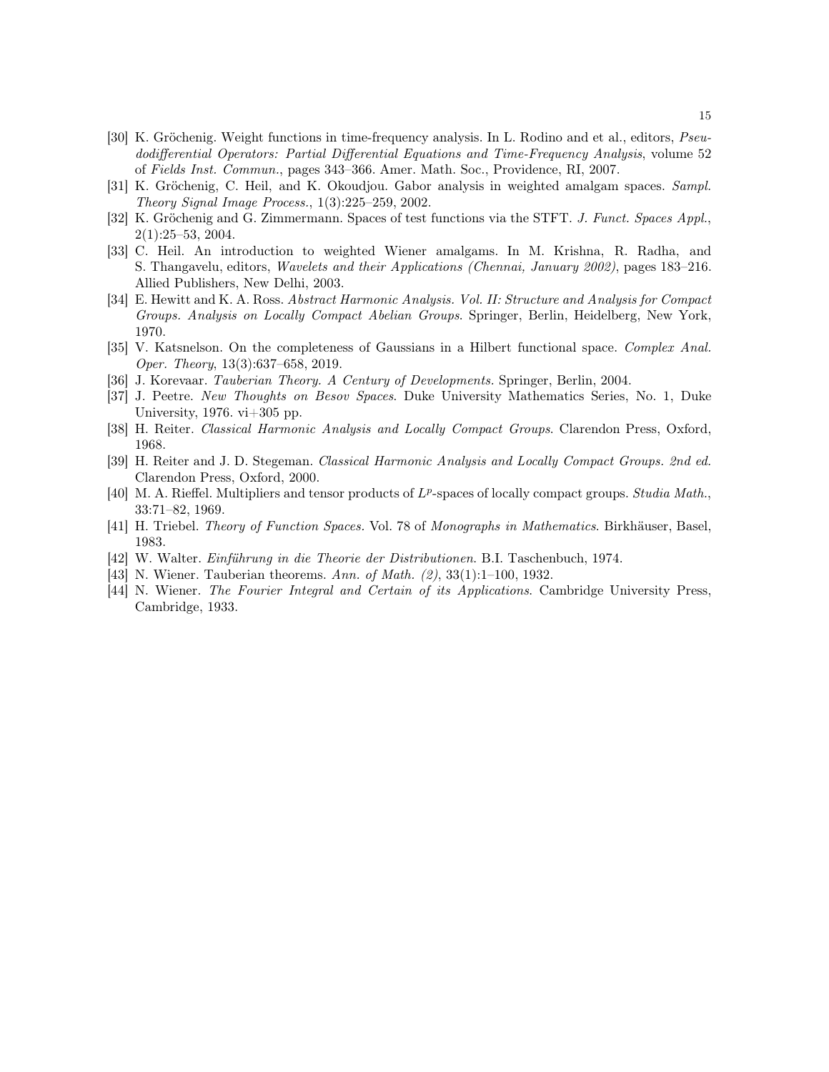[30] K. Gröchenig. Weight functions in time-frequency analysis. In L. Rodino and et al., editors, *Pseudodifferential Operators: Partial Differential Equations and Time-Frequency Analysis*, volume 52 of *Fields Inst. Commun.*, pages 343–366. Amer. Math. Soc., Providence, RI, 2007.

[31] K. Gröchenig, C. Heil, and K. Okoudjou. Gabor analysis in weighted amalgam spaces. *Sampl. Theory Signal Image Process.*, 1(3):225–259, 2002.

[32] K. Gröchenig and G. Zimmermann. Spaces of test functions via the STFT. *J. Funct. Spaces Appl.*, 2(1):25–53, 2004.

[33] C. Heil. An introduction to weighted Wiener amalgams. In M. Krishna, R. Radha, and S. Thangavelu, editors, *Wavelets and their Applications (Chennai, January 2002)*, pages 183–216. Allied Publishers, New Delhi, 2003.

[34] E. Hewitt and K. A. Ross. *Abstract Harmonic Analysis. Vol. II: Structure and Analysis for Compact Groups. Analysis on Locally Compact Abelian Groups*. Springer, Berlin, Heidelberg, New York, 1970.

[35] V. Katsnelson. On the completeness of Gaussians in a Hilbert functional space. *Complex Anal. Oper. Theory*, 13(3):637–658, 2019.

[36] J. Korevaar. *Tauberian Theory. A Century of Developments*. Springer, Berlin, 2004.

[37] J. Peetre. *New Thoughts on Besov Spaces*. Duke University Mathematics Series, No. 1, Duke University, 1976. vi+305 pp.

[38] H. Reiter. *Classical Harmonic Analysis and Locally Compact Groups*. Clarendon Press, Oxford, 1968.

[39] H. Reiter and J. D. Stegeman. *Classical Harmonic Analysis and Locally Compact Groups. 2nd ed.* Clarendon Press, Oxford, 2000.

[40] M. A. Rieffel. Multipliers and tensor products of $L^p$-spaces of locally compact groups. *Studia Math.*, 33:71–82, 1969.

[41] H. Triebel. *Theory of Function Spaces*. Vol. 78 of *Monographs in Mathematics*. Birkhäuser, Basel, 1983.

[42] W. Walter. *Einführung in die Theorie der Distributionen*. B.I. Taschenbuch, 1974.

[43] N. Wiener. Tauberian theorems. *Ann. of Math. (2)*, 33(1):1–100, 1932.

[44] N. Wiener. *The Fourier Integral and Certain of its Applications*. Cambridge University Press, Cambridge, 1933.